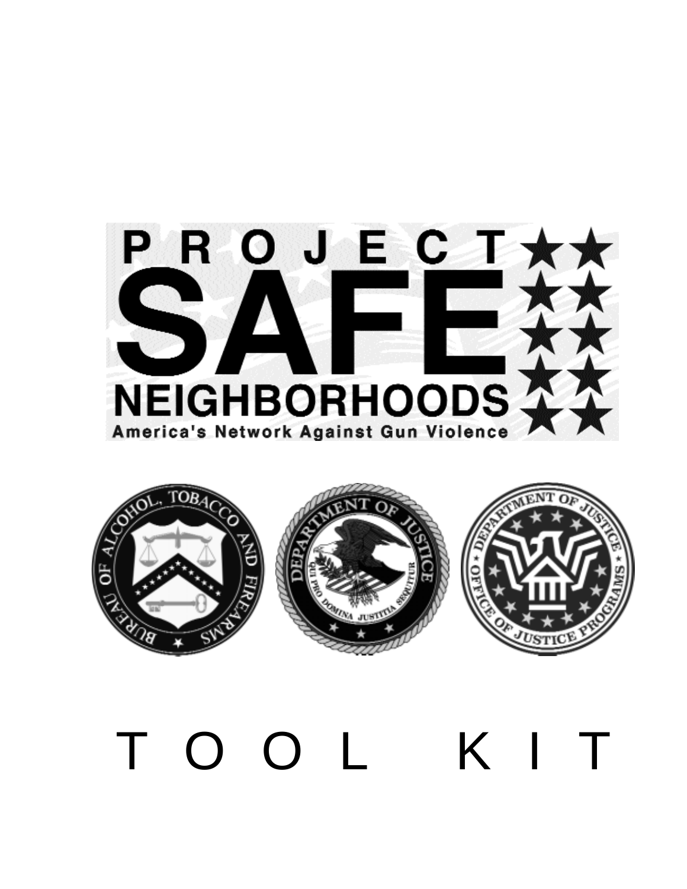# PROJECT SAFE NEIGHBORHOODS

America's Network Against Gun Violence

# TOOL KIT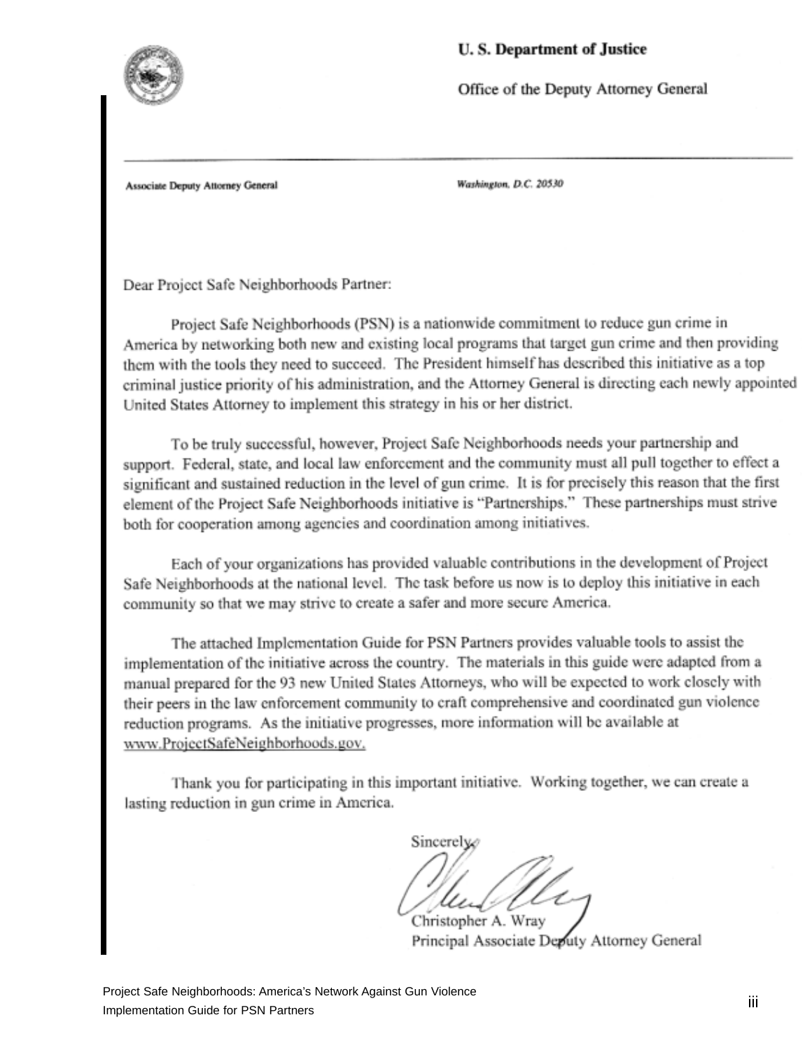**U. S. Department of Justice**

Office of the Deputy Attorney General

Associate Deputy Attorney General

*Washington, D.C. 20530*

Dear Project Safe Neighborhoods Partner:

Project Safe Neighborhoods (PSN) is a nationwide commitment to reduce gun crime in America by networking both new and existing local programs that target gun crime and then providing them with the tools they need to succeed. The President himself has described this initiative as a top criminal justice priority of his administration, and the Attorney General is directing each newly appointed United States Attorney to implement this strategy in his or her district.

To be truly successful, however, Project Safe Neighborhoods needs your partnership and support. Federal, state, and local law enforcement and the community must all pull together to effect a significant and sustained reduction in the level of gun crime. It is for precisely this reason that the first element of the Project Safe Neighborhoods initiative is "Partnerships." These partnerships must strive both for cooperation among agencies and coordination among initiatives.

Each of your organizations has provided valuable contributions in the development of Project Safe Neighborhoods at the national level. The task before us now is to deploy this initiative in each community so that we may strive to create a safer and more secure America.

The attached Implementation Guide for PSN Partners provides valuable tools to assist the implementation of the initiative across the country. The materials in this guide were adapted from a manual prepared for the 93 new United States Attorneys, who will be expected to work closely with their peers in the law enforcement community to craft comprehensive and coordinated gun violence reduction programs. As the initiative progresses, more information will be available at www.ProjectSafeNeighborhoods.gov.

Thank you for participating in this important initiative. Working together, we can create a lasting reduction in gun crime in America.

Sincerely,

Christopher A. Wray
Principal Associate Deputy Attorney General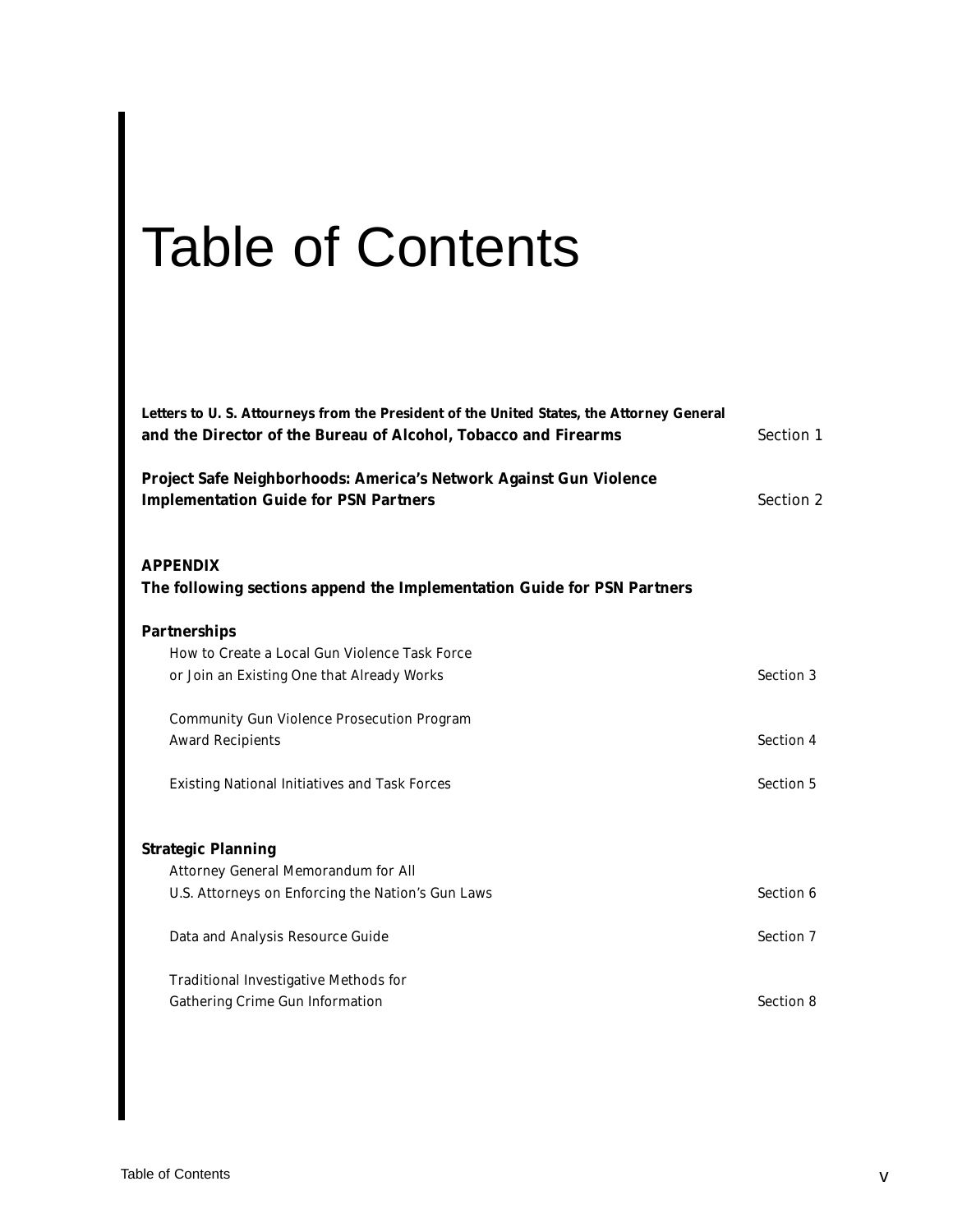# Table of Contents

| | |
|---|---|
| **Letters to U. S. Attourneys from the President of the United States, the Attorney General and the Director of the Bureau of Alcohol, Tobacco and Firearms** | Section 1 |
| **Project Safe Neighborhoods: America's Network Against Gun Violence Implementation Guide for PSN Partners** | Section 2 |

**APPENDIX**
**The following sections append the Implementation Guide for PSN Partners**

**Partnerships**

| | |
|---|---|
| How to Create a Local Gun Violence Task Force or Join an Existing One that Already Works | Section 3 |
| Community Gun Violence Prosecution Program Award Recipients | Section 4 |
| Existing National Initiatives and Task Forces | Section 5 |

**Strategic Planning**

| | |
|---|---|
| Attorney General Memorandum for All U.S. Attorneys on Enforcing the Nation's Gun Laws | Section 6 |
| Data and Analysis Resource Guide | Section 7 |
| Traditional Investigative Methods for Gathering Crime Gun Information | Section 8 |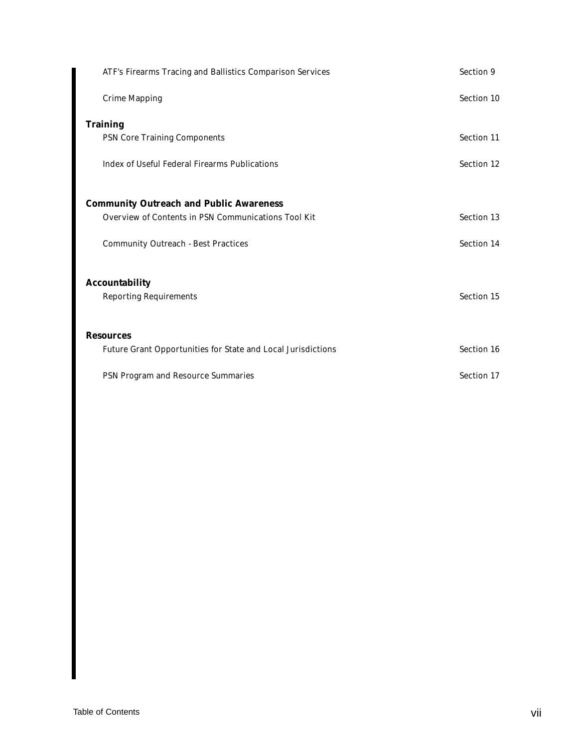| | |
|---|---|
| ATF's Firearms Tracing and Ballistics Comparison Services | Section 9 |
| Crime Mapping | Section 10 |
| **Training** | |
| PSN Core Training Components | Section 11 |
| Index of Useful Federal Firearms Publications | Section 12 |
| **Community Outreach and Public Awareness** | |
| Overview of Contents in PSN Communications Tool Kit | Section 13 |
| Community Outreach - Best Practices | Section 14 |
| **Accountability** | |
| Reporting Requirements | Section 15 |
| **Resources** | |
| Future Grant Opportunities for State and Local Jurisdictions | Section 16 |
| PSN Program and Resource Summaries | Section 17 |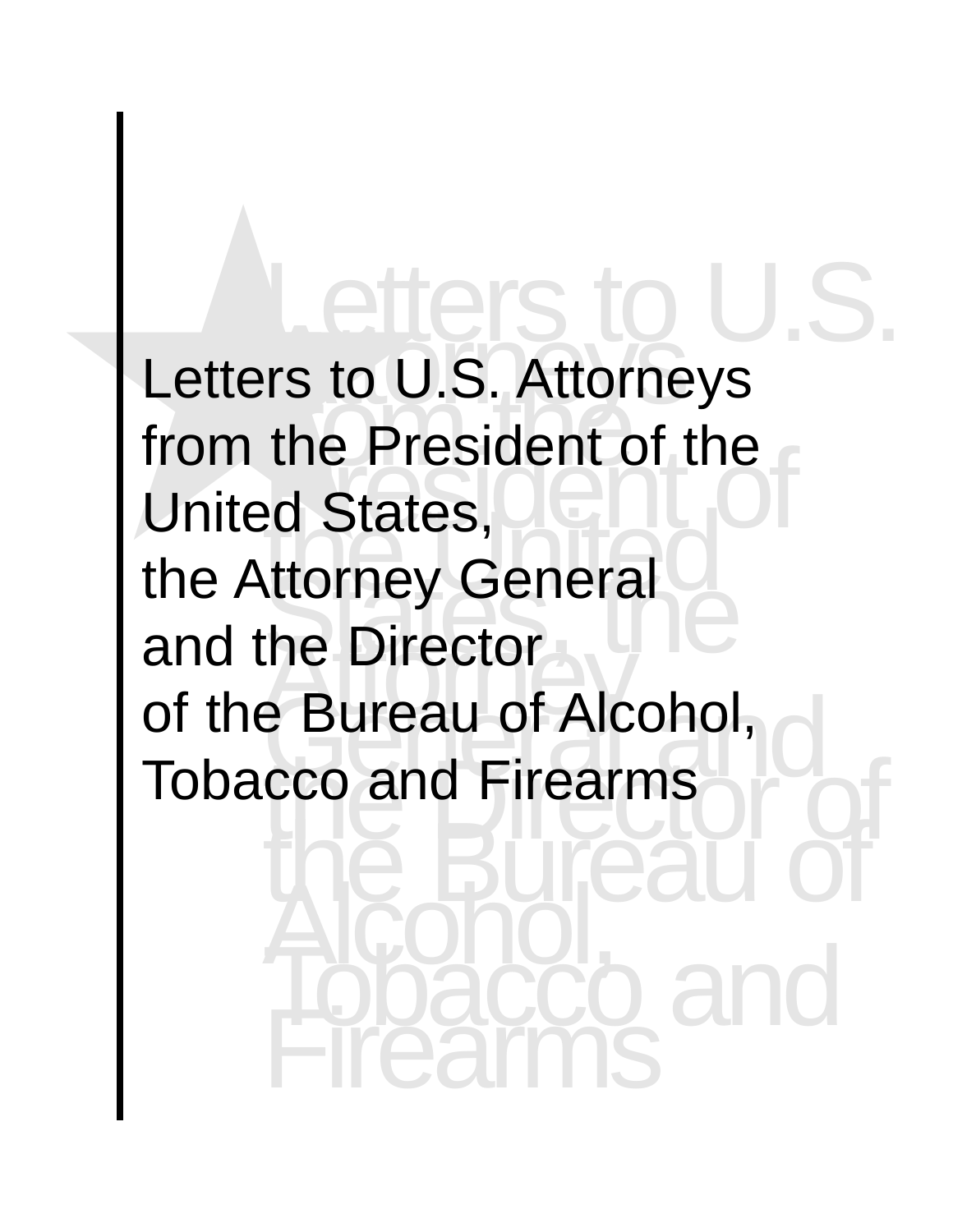# Letters to U.S. Attorneys from the President of the United States, the Attorney General and the Director of the Bureau of Alcohol, Tobacco and Firearms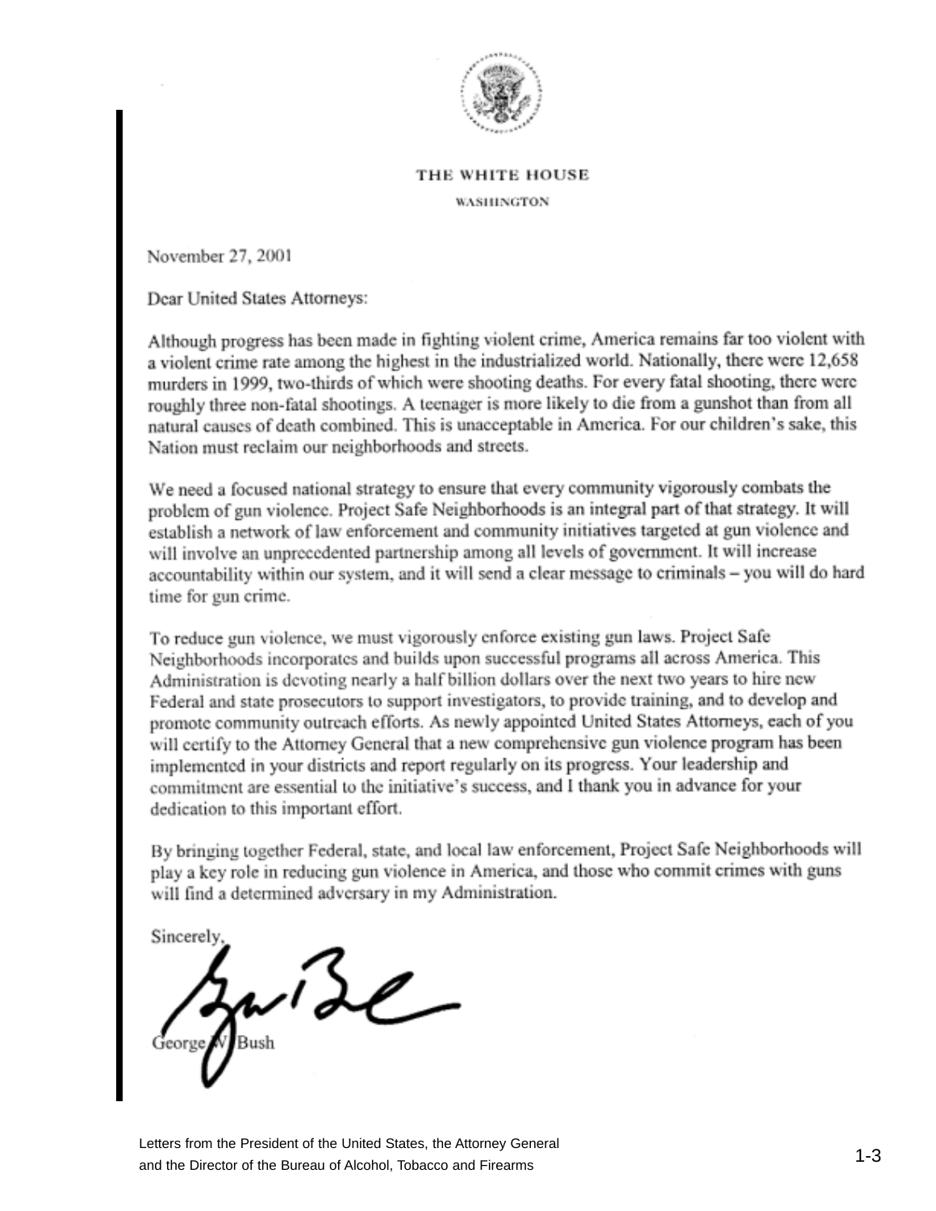THE WHITE HOUSE

WASHINGTON

November 27, 2001

Dear United States Attorneys:

Although progress has been made in fighting violent crime, America remains far too violent with a violent crime rate among the highest in the industrialized world. Nationally, there were 12,658 murders in 1999, two-thirds of which were shooting deaths. For every fatal shooting, there were roughly three non-fatal shootings. A teenager is more likely to die from a gunshot than from all natural causes of death combined. This is unacceptable in America. For our children's sake, this Nation must reclaim our neighborhoods and streets.

We need a focused national strategy to ensure that every community vigorously combats the problem of gun violence. Project Safe Neighborhoods is an integral part of that strategy. It will establish a network of law enforcement and community initiatives targeted at gun violence and will involve an unprecedented partnership among all levels of government. It will increase accountability within our system, and it will send a clear message to criminals – you will do hard time for gun crime.

To reduce gun violence, we must vigorously enforce existing gun laws. Project Safe Neighborhoods incorporates and builds upon successful programs all across America. This Administration is devoting nearly a half billion dollars over the next two years to hire new Federal and state prosecutors to support investigators, to provide training, and to develop and promote community outreach efforts. As newly appointed United States Attorneys, each of you will certify to the Attorney General that a new comprehensive gun violence program has been implemented in your districts and report regularly on its progress. Your leadership and commitment are essential to the initiative's success, and I thank you in advance for your dedication to this important effort.

By bringing together Federal, state, and local law enforcement, Project Safe Neighborhoods will play a key role in reducing gun violence in America, and those who commit crimes with guns will find a determined adversary in my Administration.

Sincerely,

George W. Bush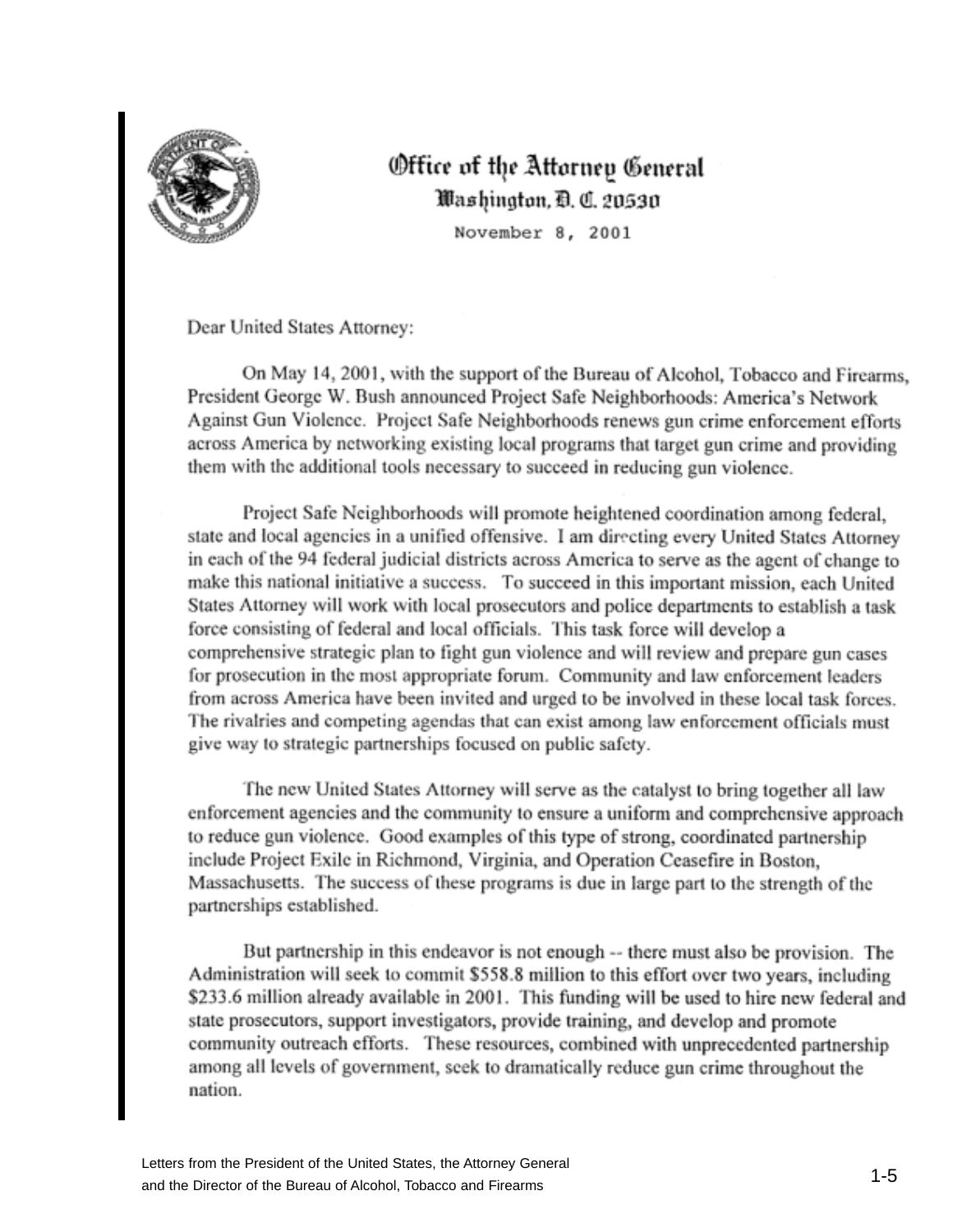**Office of the Attorney General**
**Washington, D. C. 20530**

November 8, 2001

Dear United States Attorney:

On May 14, 2001, with the support of the Bureau of Alcohol, Tobacco and Firearms, President George W. Bush announced Project Safe Neighborhoods: America's Network Against Gun Violence. Project Safe Neighborhoods renews gun crime enforcement efforts across America by networking existing local programs that target gun crime and providing them with the additional tools necessary to succeed in reducing gun violence.

Project Safe Neighborhoods will promote heightened coordination among federal, state and local agencies in a unified offensive. I am directing every United States Attorney in each of the 94 federal judicial districts across America to serve as the agent of change to make this national initiative a success. To succeed in this important mission, each United States Attorney will work with local prosecutors and police departments to establish a task force consisting of federal and local officials. This task force will develop a comprehensive strategic plan to fight gun violence and will review and prepare gun cases for prosecution in the most appropriate forum. Community and law enforcement leaders from across America have been invited and urged to be involved in these local task forces. The rivalries and competing agendas that can exist among law enforcement officials must give way to strategic partnerships focused on public safety.

The new United States Attorney will serve as the catalyst to bring together all law enforcement agencies and the community to ensure a uniform and comprehensive approach to reduce gun violence. Good examples of this type of strong, coordinated partnership include Project Exile in Richmond, Virginia, and Operation Ceasefire in Boston, Massachusetts. The success of these programs is due in large part to the strength of the partnerships established.

But partnership in this endeavor is not enough -- there must also be provision. The Administration will seek to commit $558.8 million to this effort over two years, including $233.6 million already available in 2001. This funding will be used to hire new federal and state prosecutors, support investigators, provide training, and develop and promote community outreach efforts. These resources, combined with unprecedented partnership among all levels of government, seek to dramatically reduce gun crime throughout the nation.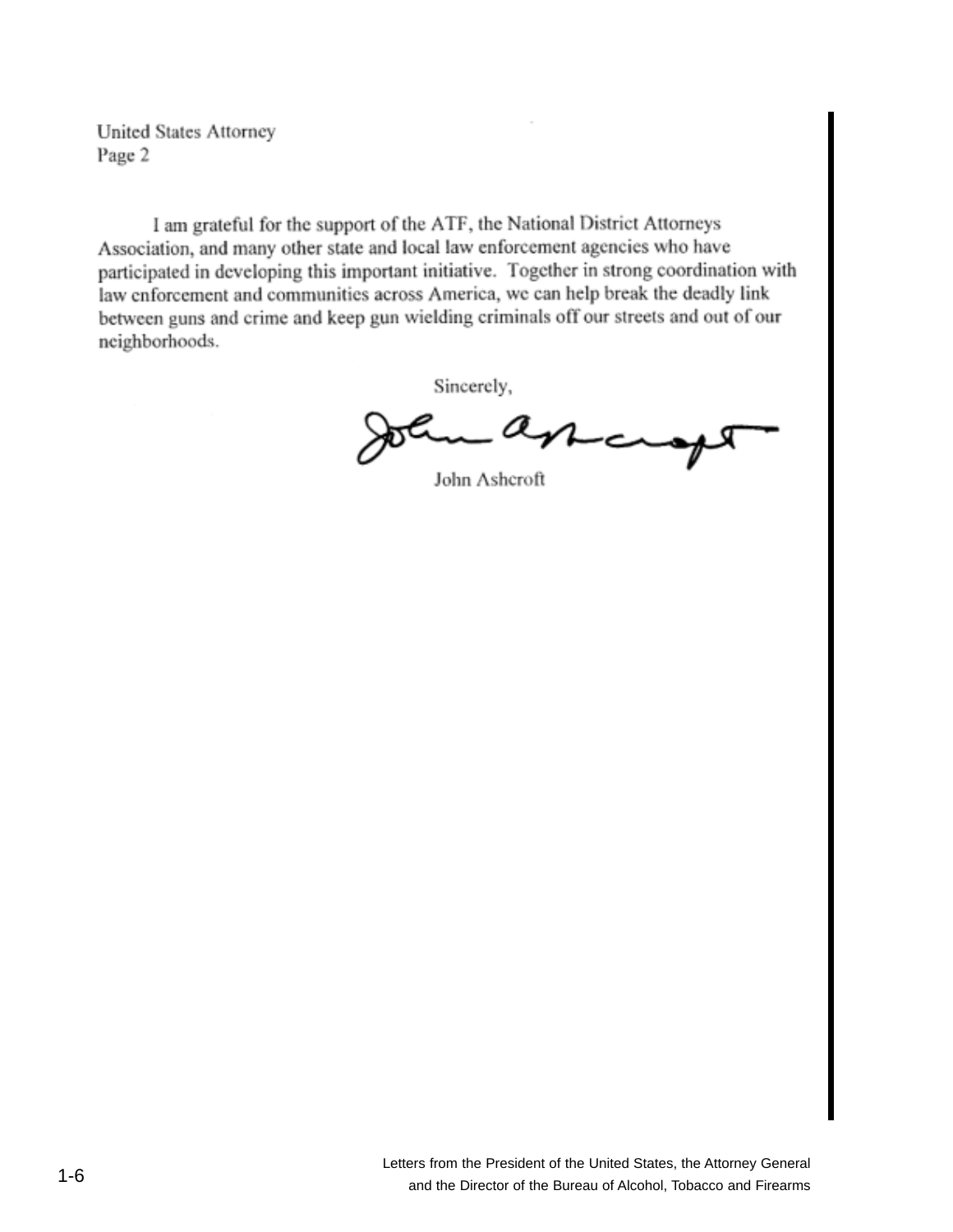United States Attorney
Page 2

I am grateful for the support of the ATF, the National District Attorneys Association, and many other state and local law enforcement agencies who have participated in developing this important initiative. Together in strong coordination with law enforcement and communities across America, we can help break the deadly link between guns and crime and keep gun wielding criminals off our streets and out of our neighborhoods.

Sincerely,

John Ashcroft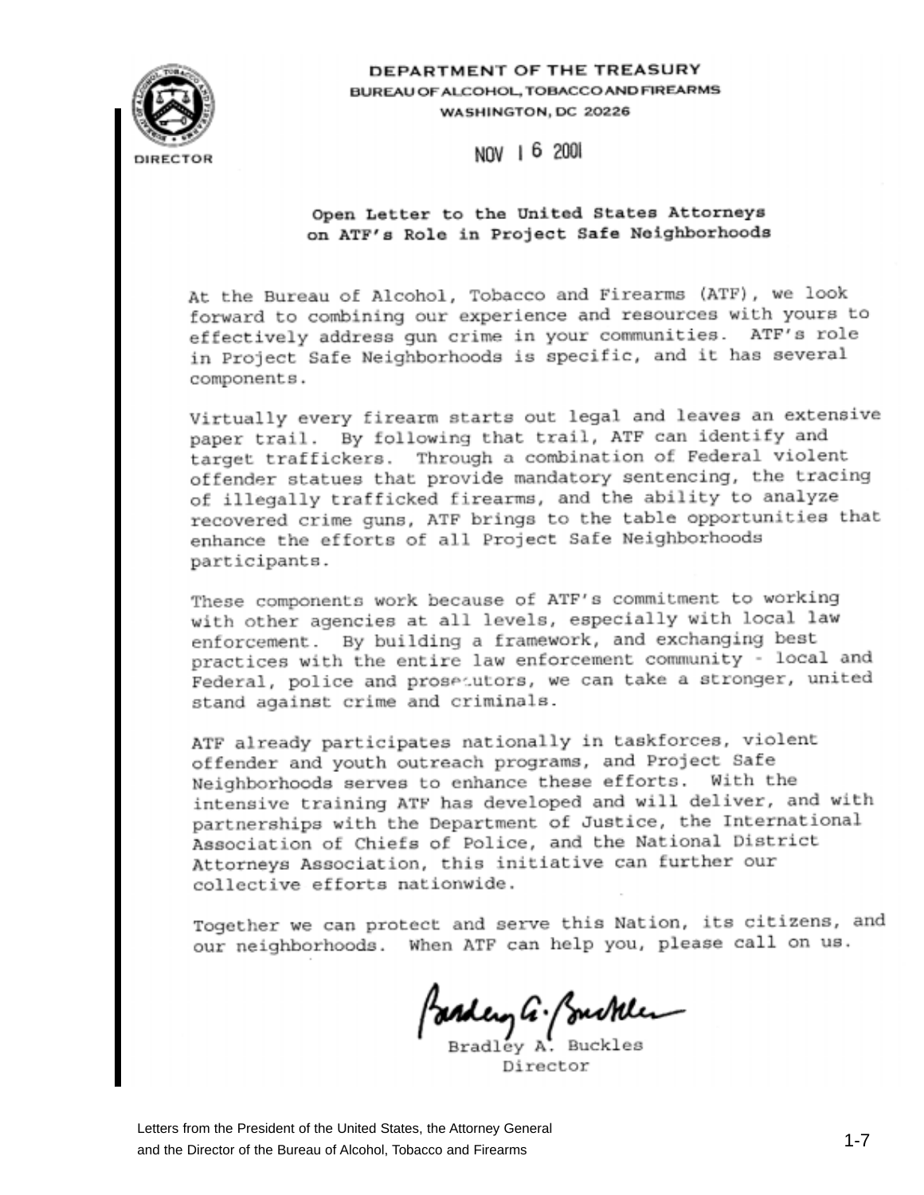DEPARTMENT OF THE TREASURY
BUREAU OF ALCOHOL, TOBACCO AND FIREARMS
WASHINGTON, DC 20226

DIRECTOR

NOV 16 2001

## Open Letter to the United States Attorneys on ATF's Role in Project Safe Neighborhoods

At the Bureau of Alcohol, Tobacco and Firearms (ATF), we look forward to combining our experience and resources with yours to effectively address gun crime in your communities. ATF's role in Project Safe Neighborhoods is specific, and it has several components.

Virtually every firearm starts out legal and leaves an extensive paper trail. By following that trail, ATF can identify and target traffickers. Through a combination of Federal violent offender statues that provide mandatory sentencing, the tracing of illegally trafficked firearms, and the ability to analyze recovered crime guns, ATF brings to the table opportunities that enhance the efforts of all Project Safe Neighborhoods participants.

These components work because of ATF's commitment to working with other agencies at all levels, especially with local law enforcement. By building a framework, and exchanging best practices with the entire law enforcement community - local and Federal, police and prosecutors, we can take a stronger, united stand against crime and criminals.

ATF already participates nationally in taskforces, violent offender and youth outreach programs, and Project Safe Neighborhoods serves to enhance these efforts. With the intensive training ATF has developed and will deliver, and with partnerships with the Department of Justice, the International Association of Chiefs of Police, and the National District Attorneys Association, this initiative can further our collective efforts nationwide.

Together we can protect and serve this Nation, its citizens, and our neighborhoods. When ATF can help you, please call on us.

Bradley A. Buckles
Director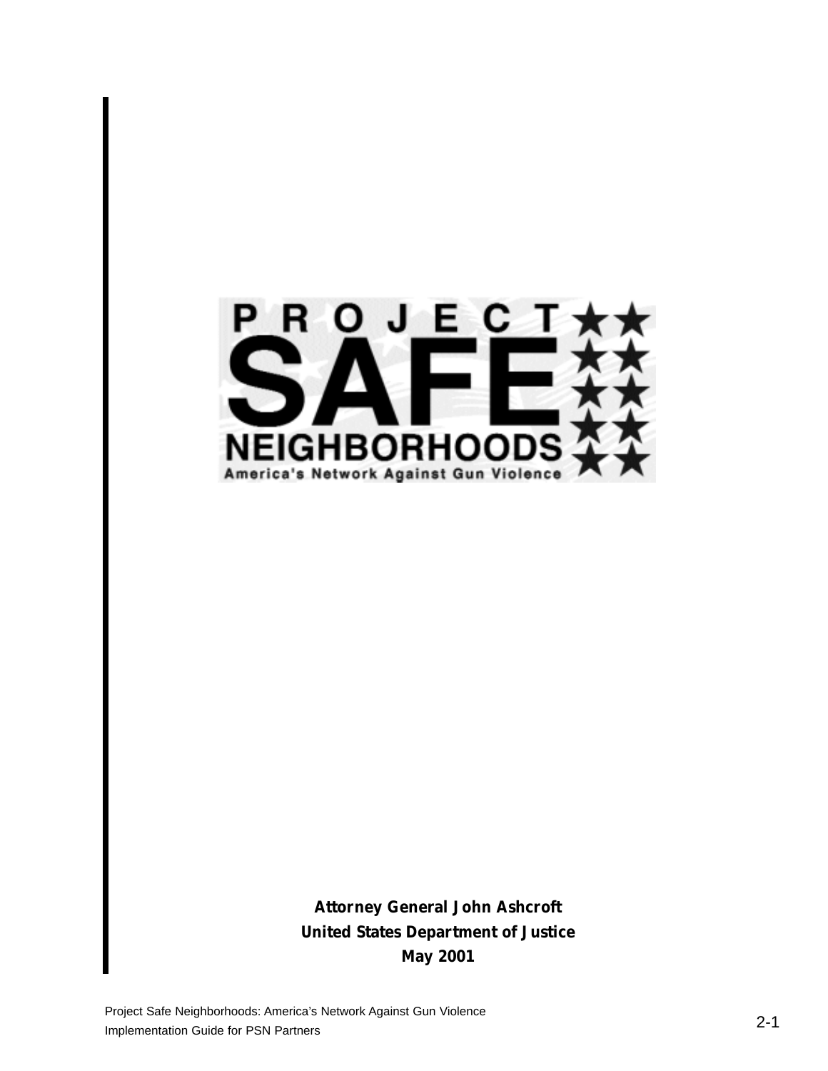PROJECT

SAFE

NEIGHBORHOODS

America's Network Against Gun Violence

**Attorney General John Ashcroft**
**United States Department of Justice**
**May 2001**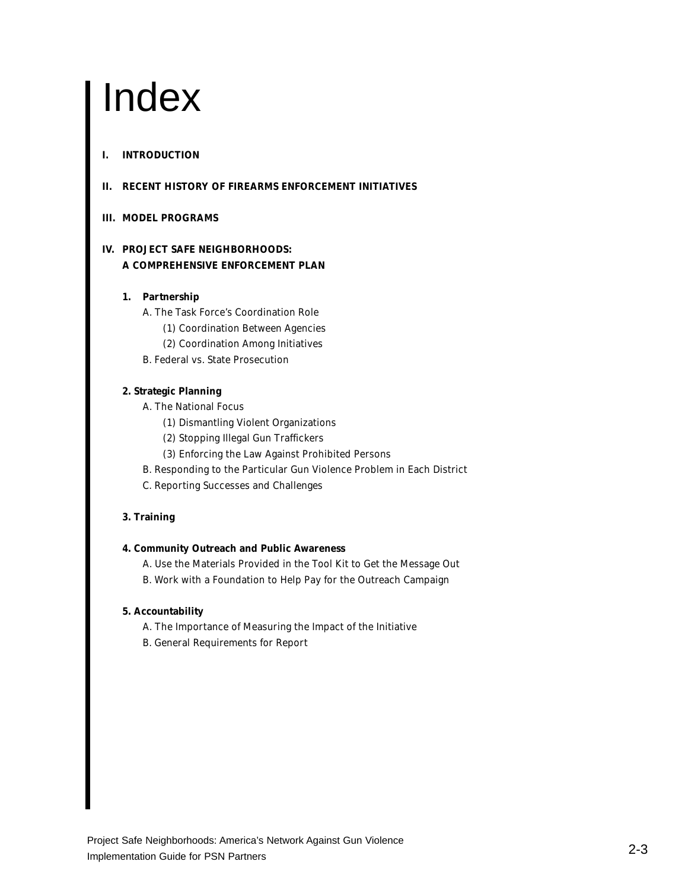# Index

**I. INTRODUCTION**

**II. RECENT HISTORY OF FIREARMS ENFORCEMENT INITIATIVES**

**III. MODEL PROGRAMS**

**IV. PROJECT SAFE NEIGHBORHOODS: A COMPREHENSIVE ENFORCEMENT PLAN**

**1. Partnership**

- A. The Task Force's Coordination Role
  - (1) Coordination Between Agencies
  - (2) Coordination Among Initiatives
- B. Federal vs. State Prosecution

**2. Strategic Planning**

- A. The National Focus
  - (1) Dismantling Violent Organizations
  - (2) Stopping Illegal Gun Traffickers
  - (3) Enforcing the Law Against Prohibited Persons
- B. Responding to the Particular Gun Violence Problem in Each District
- C. Reporting Successes and Challenges

**3. Training**

**4. Community Outreach and Public Awareness**

- A. Use the Materials Provided in the Tool Kit to Get the Message Out
- B. Work with a Foundation to Help Pay for the Outreach Campaign

**5. Accountability**

- A. The Importance of Measuring the Impact of the Initiative
- B. General Requirements for Report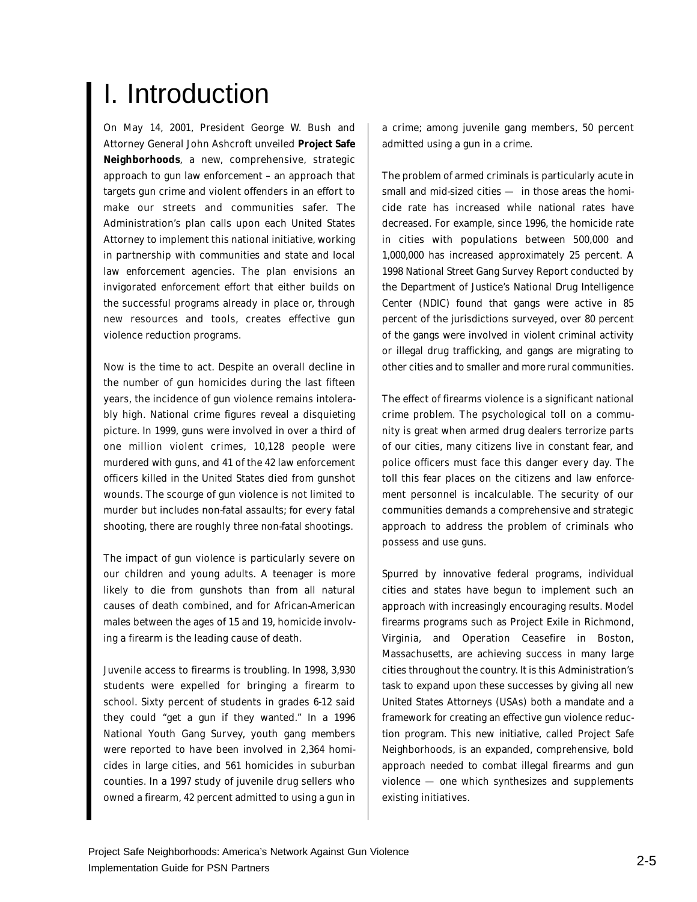# I. Introduction

On May 14, 2001, President George W. Bush and Attorney General John Ashcroft unveiled **Project Safe Neighborhoods**, a new, comprehensive, strategic approach to gun law enforcement – an approach that targets gun crime and violent offenders in an effort to make our streets and communities safer. The Administration's plan calls upon each United States Attorney to implement this national initiative, working in partnership with communities and state and local law enforcement agencies. The plan envisions an invigorated enforcement effort that either builds on the successful programs already in place or, through new resources and tools, creates effective gun violence reduction programs.

Now is the time to act. Despite an overall decline in the number of gun homicides during the last fifteen years, the incidence of gun violence remains intolerably high. National crime figures reveal a disquieting picture. In 1999, guns were involved in over a third of one million violent crimes, 10,128 people were murdered with guns, and 41 of the 42 law enforcement officers killed in the United States died from gunshot wounds. The scourge of gun violence is not limited to murder but includes non-fatal assaults; for every fatal shooting, there are roughly three non-fatal shootings.

The impact of gun violence is particularly severe on our children and young adults. A teenager is more likely to die from gunshots than from all natural causes of death combined, and for African-American males between the ages of 15 and 19, homicide involving a firearm is the leading cause of death.

Juvenile access to firearms is troubling. In 1998, 3,930 students were expelled for bringing a firearm to school. Sixty percent of students in grades 6-12 said they could "get a gun if they wanted." In a 1996 National Youth Gang Survey, youth gang members were reported to have been involved in 2,364 homicides in large cities, and 561 homicides in suburban counties. In a 1997 study of juvenile drug sellers who owned a firearm, 42 percent admitted to using a gun in a crime; among juvenile gang members, 50 percent admitted using a gun in a crime.

The problem of armed criminals is particularly acute in small and mid-sized cities — in those areas the homicide rate has increased while national rates have decreased. For example, since 1996, the homicide rate in cities with populations between 500,000 and 1,000,000 has increased approximately 25 percent. A 1998 National Street Gang Survey Report conducted by the Department of Justice's National Drug Intelligence Center (NDIC) found that gangs were active in 85 percent of the jurisdictions surveyed, over 80 percent of the gangs were involved in violent criminal activity or illegal drug trafficking, and gangs are migrating to other cities and to smaller and more rural communities.

The effect of firearms violence is a significant national crime problem. The psychological toll on a community is great when armed drug dealers terrorize parts of our cities, many citizens live in constant fear, and police officers must face this danger every day. The toll this fear places on the citizens and law enforcement personnel is incalculable. The security of our communities demands a comprehensive and strategic approach to address the problem of criminals who possess and use guns.

Spurred by innovative federal programs, individual cities and states have begun to implement such an approach with increasingly encouraging results. Model firearms programs such as Project Exile in Richmond, Virginia, and Operation Ceasefire in Boston, Massachusetts, are achieving success in many large cities throughout the country. It is this Administration's task to expand upon these successes by giving all new United States Attorneys (USAs) both a mandate and a framework for creating an effective gun violence reduction program. This new initiative, called Project Safe Neighborhoods, is an expanded, comprehensive, bold approach needed to combat illegal firearms and gun violence — one which synthesizes and supplements existing initiatives.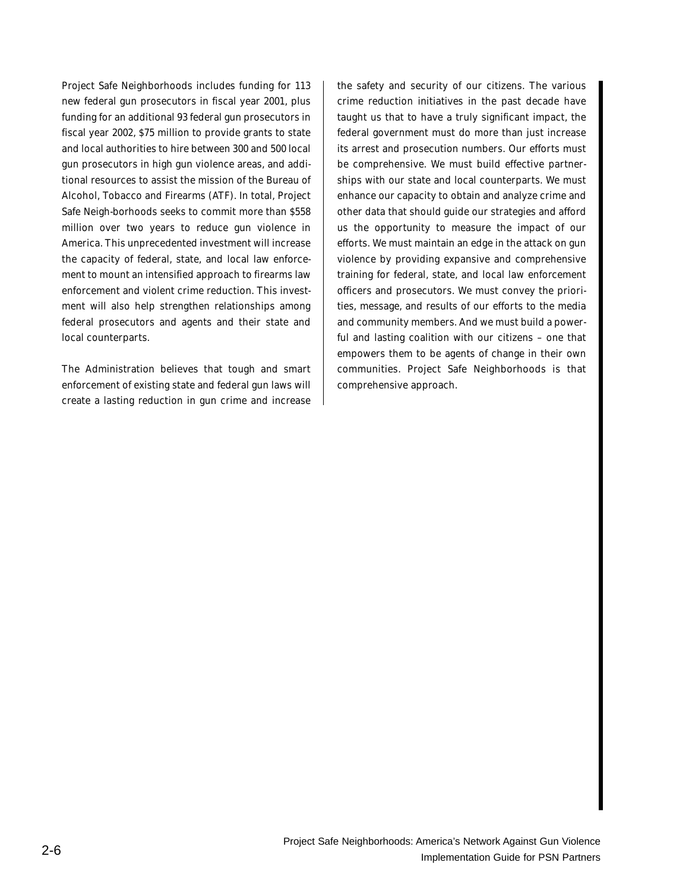Project Safe Neighborhoods includes funding for 113 new federal gun prosecutors in fiscal year 2001, plus funding for an additional 93 federal gun prosecutors in fiscal year 2002, $75 million to provide grants to state and local authorities to hire between 300 and 500 local gun prosecutors in high gun violence areas, and additional resources to assist the mission of the Bureau of Alcohol, Tobacco and Firearms (ATF). In total, Project Safe Neigh-borhoods seeks to commit more than $558 million over two years to reduce gun violence in America. This unprecedented investment will increase the capacity of federal, state, and local law enforcement to mount an intensified approach to firearms law enforcement and violent crime reduction. This investment will also help strengthen relationships among federal prosecutors and agents and their state and local counterparts.

The Administration believes that tough and smart enforcement of existing state and federal gun laws will create a lasting reduction in gun crime and increase the safety and security of our citizens. The various crime reduction initiatives in the past decade have taught us that to have a truly significant impact, the federal government must do more than just increase its arrest and prosecution numbers. Our efforts must be comprehensive. We must build effective partnerships with our state and local counterparts. We must enhance our capacity to obtain and analyze crime and other data that should guide our strategies and afford us the opportunity to measure the impact of our efforts. We must maintain an edge in the attack on gun violence by providing expansive and comprehensive training for federal, state, and local law enforcement officers and prosecutors. We must convey the priorities, message, and results of our efforts to the media and community members. And we must build a powerful and lasting coalition with our citizens – one that empowers them to be agents of change in their own communities. Project Safe Neighborhoods is that comprehensive approach.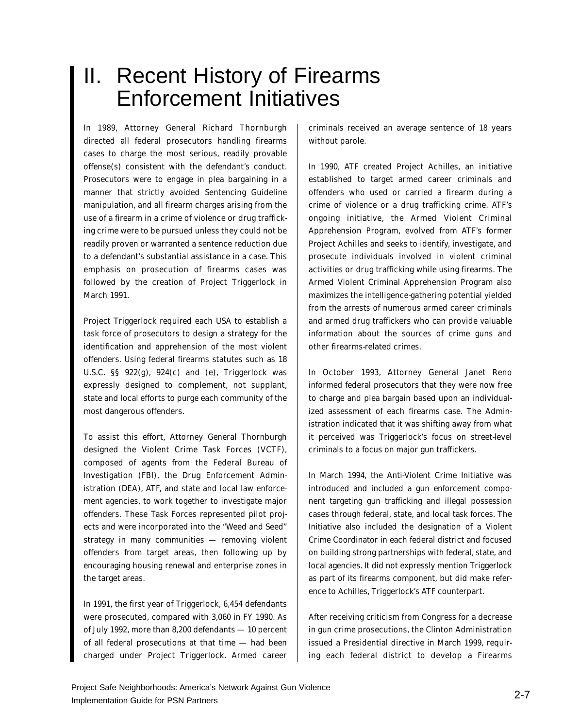# II. Recent History of Firearms Enforcement Initiatives

In 1989, Attorney General Richard Thornburgh directed all federal prosecutors handling firearms cases to charge the most serious, readily provable offense(s) consistent with the defendant's conduct. Prosecutors were to engage in plea bargaining in a manner that strictly avoided Sentencing Guideline manipulation, and all firearm charges arising from the use of a firearm in a crime of violence or drug trafficking crime were to be pursued unless they could not be readily proven or warranted a sentence reduction due to a defendant's substantial assistance in a case. This emphasis on prosecution of firearms cases was followed by the creation of Project Triggerlock in March 1991.

Project Triggerlock required each USA to establish a task force of prosecutors to design a strategy for the identification and apprehension of the most violent offenders. Using federal firearms statutes such as 18 U.S.C. §§ 922(g), 924(c) and (e), Triggerlock was expressly designed to complement, not supplant, state and local efforts to purge each community of the most dangerous offenders.

To assist this effort, Attorney General Thornburgh designed the Violent Crime Task Forces (VCTF), composed of agents from the Federal Bureau of Investigation (FBI), the Drug Enforcement Administration (DEA), ATF, and state and local law enforcement agencies, to work together to investigate major offenders. These Task Forces represented pilot projects and were incorporated into the "Weed and Seed" strategy in many communities — removing violent offenders from target areas, then following up by encouraging housing renewal and enterprise zones in the target areas.

In 1991, the first year of Triggerlock, 6,454 defendants were prosecuted, compared with 3,060 in FY 1990. As of July 1992, more than 8,200 defendants — 10 percent of all federal prosecutions at that time — had been charged under Project Triggerlock. Armed career criminals received an average sentence of 18 years without parole.

In 1990, ATF created Project Achilles, an initiative established to target armed career criminals and offenders who used or carried a firearm during a crime of violence or a drug trafficking crime. ATF's ongoing initiative, the Armed Violent Criminal Apprehension Program, evolved from ATF's former Project Achilles and seeks to identify, investigate, and prosecute individuals involved in violent criminal activities or drug trafficking while using firearms. The Armed Violent Criminal Apprehension Program also maximizes the intelligence-gathering potential yielded from the arrests of numerous armed career criminals and armed drug traffickers who can provide valuable information about the sources of crime guns and other firearms-related crimes.

In October 1993, Attorney General Janet Reno informed federal prosecutors that they were now free to charge and plea bargain based upon an individualized assessment of each firearms case. The Administration indicated that it was shifting away from what it perceived was Triggerlock's focus on street-level criminals to a focus on major gun traffickers.

In March 1994, the Anti-Violent Crime Initiative was introduced and included a gun enforcement component targeting gun trafficking and illegal possession cases through federal, state, and local task forces. The Initiative also included the designation of a Violent Crime Coordinator in each federal district and focused on building strong partnerships with federal, state, and local agencies. It did not expressly mention Triggerlock as part of its firearms component, but did make reference to Achilles, Triggerlock's ATF counterpart.

After receiving criticism from Congress for a decrease in gun crime prosecutions, the Clinton Administration issued a Presidential directive in March 1999, requiring each federal district to develop a Firearms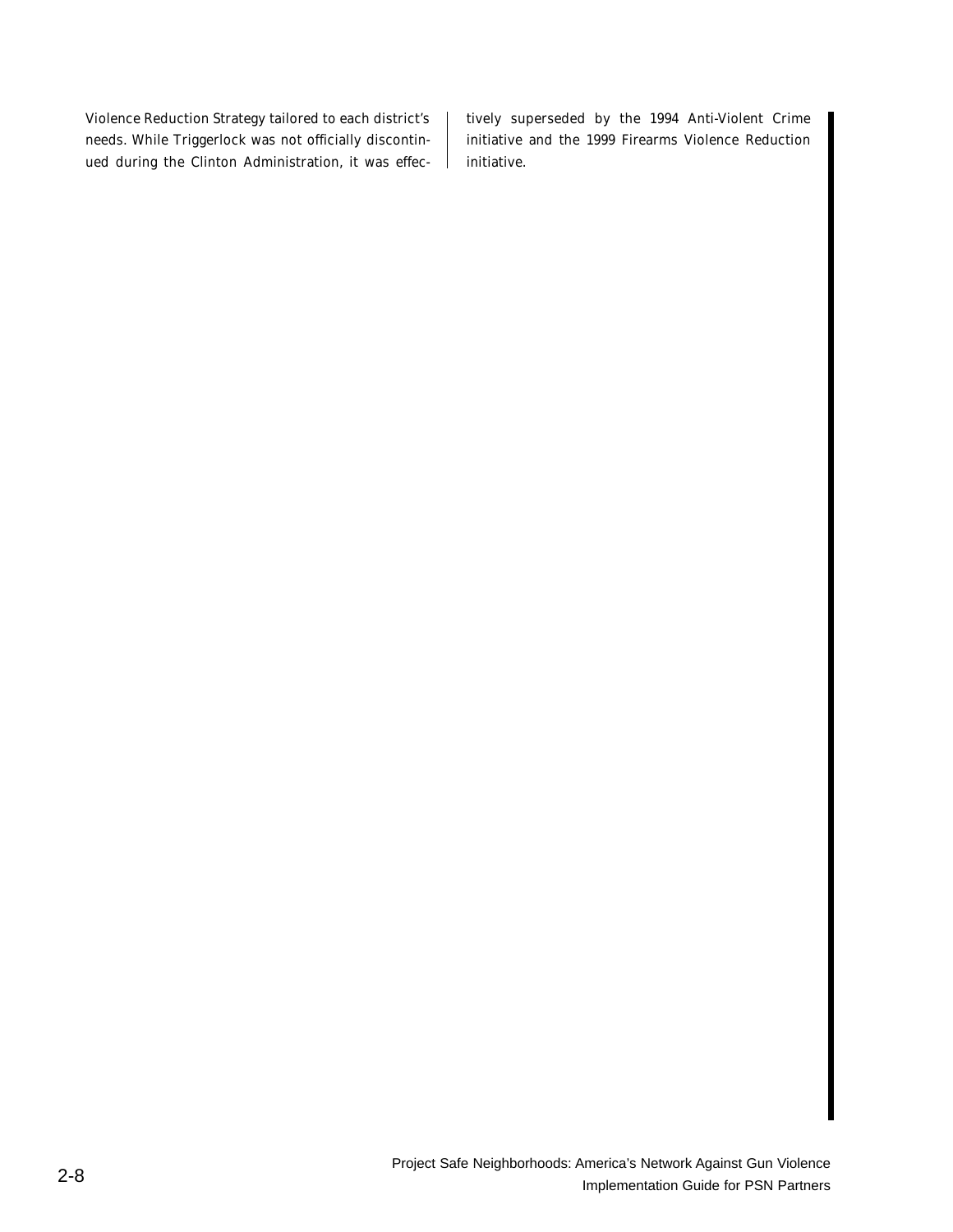Violence Reduction Strategy tailored to each district's needs. While Triggerlock was not officially discontinued during the Clinton Administration, it was effectively superseded by the 1994 Anti-Violent Crime initiative and the 1999 Firearms Violence Reduction initiative.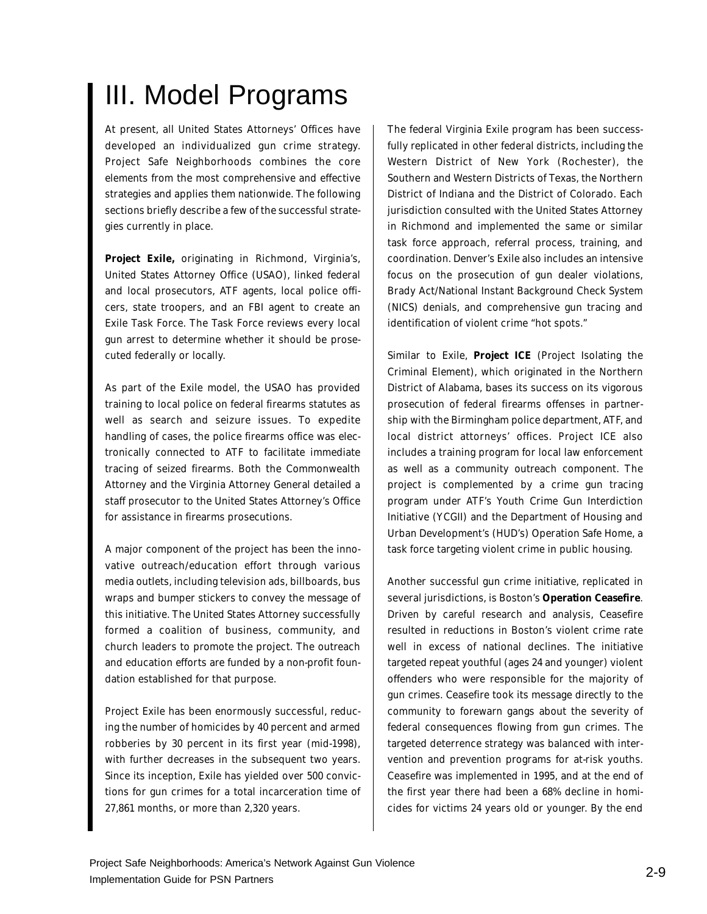# III. Model Programs

At present, all United States Attorneys' Offices have developed an individualized gun crime strategy. Project Safe Neighborhoods combines the core elements from the most comprehensive and effective strategies and applies them nationwide. The following sections briefly describe a few of the successful strategies currently in place.

**Project Exile,** originating in Richmond, Virginia's, United States Attorney Office (USAO), linked federal and local prosecutors, ATF agents, local police officers, state troopers, and an FBI agent to create an Exile Task Force. The Task Force reviews every local gun arrest to determine whether it should be prosecuted federally or locally.

As part of the Exile model, the USAO has provided training to local police on federal firearms statutes as well as search and seizure issues. To expedite handling of cases, the police firearms office was electronically connected to ATF to facilitate immediate tracing of seized firearms. Both the Commonwealth Attorney and the Virginia Attorney General detailed a staff prosecutor to the United States Attorney's Office for assistance in firearms prosecutions.

A major component of the project has been the innovative outreach/education effort through various media outlets, including television ads, billboards, bus wraps and bumper stickers to convey the message of this initiative. The United States Attorney successfully formed a coalition of business, community, and church leaders to promote the project. The outreach and education efforts are funded by a non-profit foundation established for that purpose.

Project Exile has been enormously successful, reducing the number of homicides by 40 percent and armed robberies by 30 percent in its first year (mid-1998), with further decreases in the subsequent two years. Since its inception, Exile has yielded over 500 convictions for gun crimes for a total incarceration time of 27,861 months, or more than 2,320 years.

The federal Virginia Exile program has been successfully replicated in other federal districts, including the Western District of New York (Rochester), the Southern and Western Districts of Texas, the Northern District of Indiana and the District of Colorado. Each jurisdiction consulted with the United States Attorney in Richmond and implemented the same or similar task force approach, referral process, training, and coordination. Denver's Exile also includes an intensive focus on the prosecution of gun dealer violations, Brady Act/National Instant Background Check System (NICS) denials, and comprehensive gun tracing and identification of violent crime "hot spots."

Similar to Exile, **Project ICE** (Project Isolating the Criminal Element), which originated in the Northern District of Alabama, bases its success on its vigorous prosecution of federal firearms offenses in partnership with the Birmingham police department, ATF, and local district attorneys' offices. Project ICE also includes a training program for local law enforcement as well as a community outreach component. The project is complemented by a crime gun tracing program under ATF's Youth Crime Gun Interdiction Initiative (YCGII) and the Department of Housing and Urban Development's (HUD's) Operation Safe Home, a task force targeting violent crime in public housing.

Another successful gun crime initiative, replicated in several jurisdictions, is Boston's **Operation Ceasefire**. Driven by careful research and analysis, Ceasefire resulted in reductions in Boston's violent crime rate well in excess of national declines. The initiative targeted repeat youthful (ages 24 and younger) violent offenders who were responsible for the majority of gun crimes. Ceasefire took its message directly to the community to forewarn gangs about the severity of federal consequences flowing from gun crimes. The targeted deterrence strategy was balanced with intervention and prevention programs for at-risk youths. Ceasefire was implemented in 1995, and at the end of the first year there had been a 68% decline in homicides for victims 24 years old or younger. By the end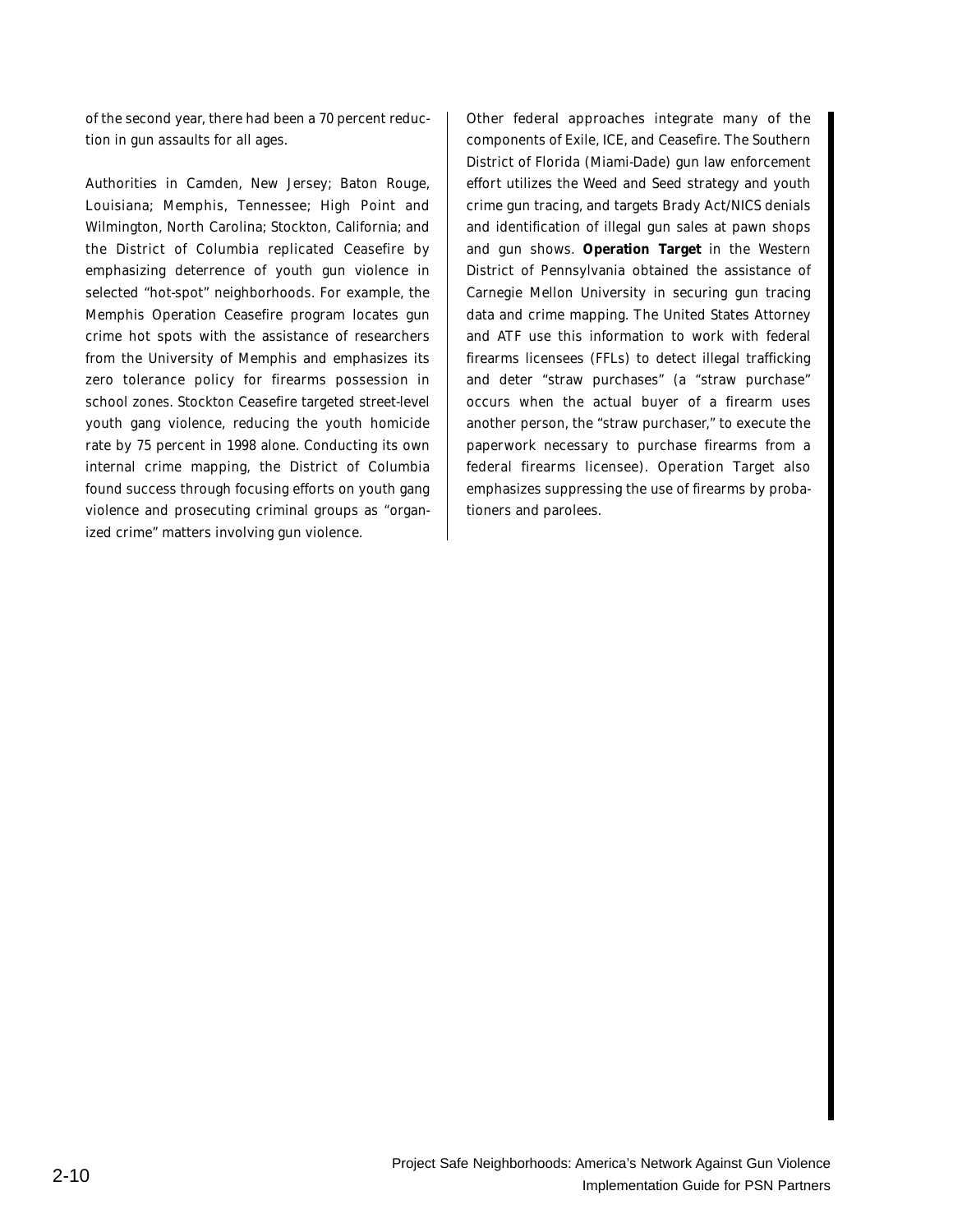of the second year, there had been a 70 percent reduction in gun assaults for all ages.

Authorities in Camden, New Jersey; Baton Rouge, Louisiana; Memphis, Tennessee; High Point and Wilmington, North Carolina; Stockton, California; and the District of Columbia replicated Ceasefire by emphasizing deterrence of youth gun violence in selected "hot-spot" neighborhoods. For example, the Memphis Operation Ceasefire program locates gun crime hot spots with the assistance of researchers from the University of Memphis and emphasizes its zero tolerance policy for firearms possession in school zones. Stockton Ceasefire targeted street-level youth gang violence, reducing the youth homicide rate by 75 percent in 1998 alone. Conducting its own internal crime mapping, the District of Columbia found success through focusing efforts on youth gang violence and prosecuting criminal groups as "organized crime" matters involving gun violence.

Other federal approaches integrate many of the components of Exile, ICE, and Ceasefire. The Southern District of Florida (Miami-Dade) gun law enforcement effort utilizes the Weed and Seed strategy and youth crime gun tracing, and targets Brady Act/NICS denials and identification of illegal gun sales at pawn shops and gun shows. **Operation Target** in the Western District of Pennsylvania obtained the assistance of Carnegie Mellon University in securing gun tracing data and crime mapping. The United States Attorney and ATF use this information to work with federal firearms licensees (FFLs) to detect illegal trafficking and deter "straw purchases" (a "straw purchase" occurs when the actual buyer of a firearm uses another person, the "straw purchaser," to execute the paperwork necessary to purchase firearms from a federal firearms licensee). Operation Target also emphasizes suppressing the use of firearms by probationers and parolees.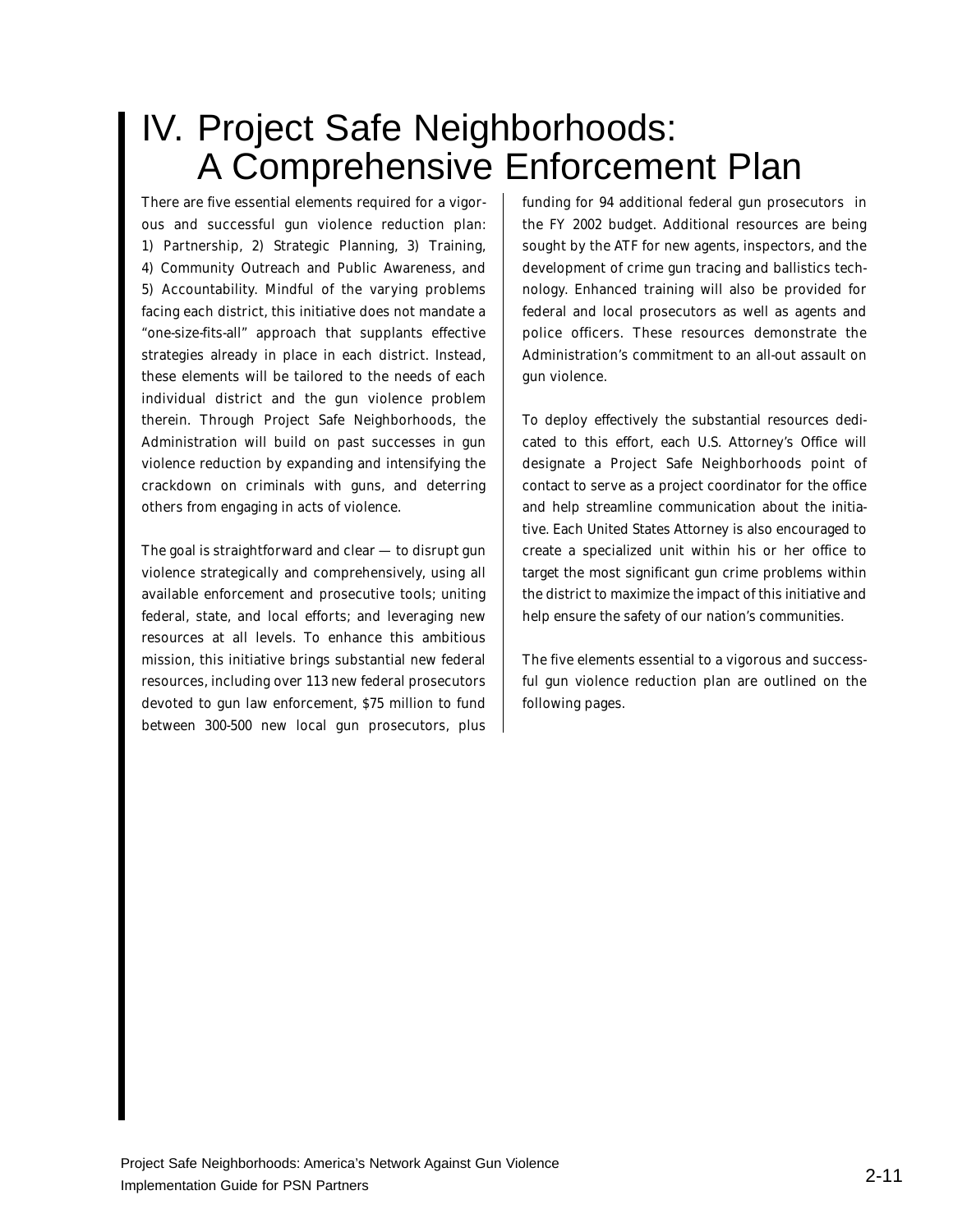# IV. Project Safe Neighborhoods: A Comprehensive Enforcement Plan

There are five essential elements required for a vigorous and successful gun violence reduction plan: 1) Partnership, 2) Strategic Planning, 3) Training, 4) Community Outreach and Public Awareness, and 5) Accountability. Mindful of the varying problems facing each district, this initiative does not mandate a "one-size-fits-all" approach that supplants effective strategies already in place in each district. Instead, these elements will be tailored to the needs of each individual district and the gun violence problem therein. Through Project Safe Neighborhoods, the Administration will build on past successes in gun violence reduction by expanding and intensifying the crackdown on criminals with guns, and deterring others from engaging in acts of violence.

The goal is straightforward and clear — to disrupt gun violence strategically and comprehensively, using all available enforcement and prosecutive tools; uniting federal, state, and local efforts; and leveraging new resources at all levels. To enhance this ambitious mission, this initiative brings substantial new federal resources, including over 113 new federal prosecutors devoted to gun law enforcement, $75 million to fund between 300-500 new local gun prosecutors, plus funding for 94 additional federal gun prosecutors in the FY 2002 budget. Additional resources are being sought by the ATF for new agents, inspectors, and the development of crime gun tracing and ballistics technology. Enhanced training will also be provided for federal and local prosecutors as well as agents and police officers. These resources demonstrate the Administration's commitment to an all-out assault on gun violence.

To deploy effectively the substantial resources dedicated to this effort, each U.S. Attorney's Office will designate a Project Safe Neighborhoods point of contact to serve as a project coordinator for the office and help streamline communication about the initiative. Each United States Attorney is also encouraged to create a specialized unit within his or her office to target the most significant gun crime problems within the district to maximize the impact of this initiative and help ensure the safety of our nation's communities.

The five elements essential to a vigorous and successful gun violence reduction plan are outlined on the following pages.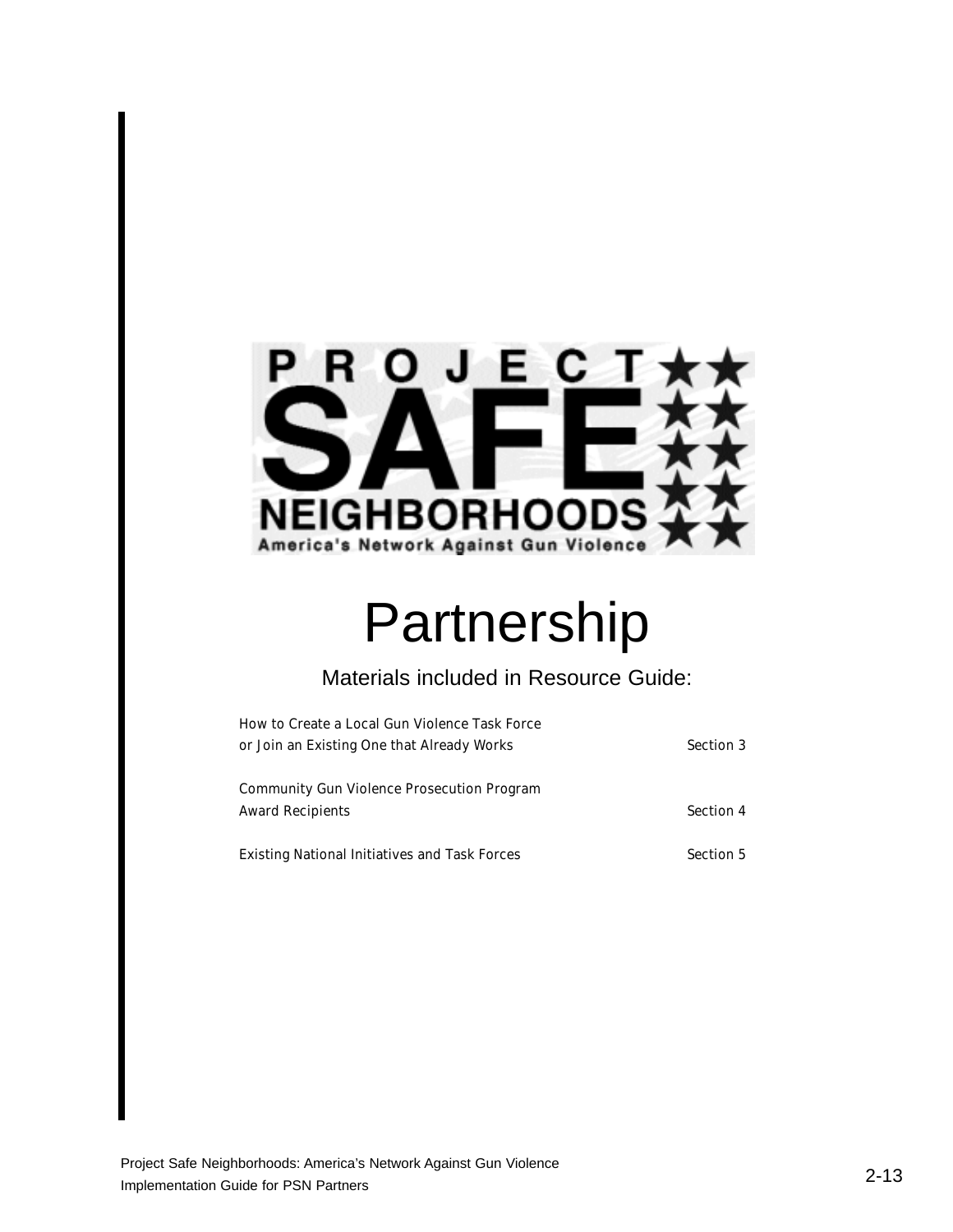# Partnership

Materials included in Resource Guide:

| | |
|---|---|
| How to Create a Local Gun Violence Task Force or Join an Existing One that Already Works | Section 3 |
| Community Gun Violence Prosecution Program Award Recipients | Section 4 |
| Existing National Initiatives and Task Forces | Section 5 |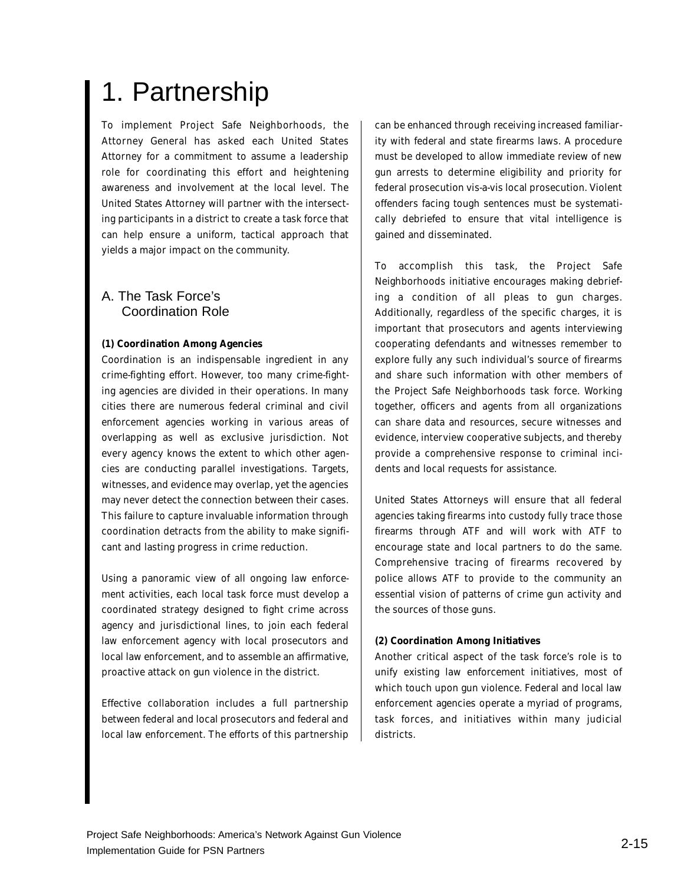# 1. Partnership

To implement Project Safe Neighborhoods, the Attorney General has asked each United States Attorney for a commitment to assume a leadership role for coordinating this effort and heightening awareness and involvement at the local level. The United States Attorney will partner with the intersecting participants in a district to create a task force that can help ensure a uniform, tactical approach that yields a major impact on the community.

## A. The Task Force's Coordination Role

**(1) Coordination Among Agencies**

Coordination is an indispensable ingredient in any crime-fighting effort. However, too many crime-fighting agencies are divided in their operations. In many cities there are numerous federal criminal and civil enforcement agencies working in various areas of overlapping as well as exclusive jurisdiction. Not every agency knows the extent to which other agencies are conducting parallel investigations. Targets, witnesses, and evidence may overlap, yet the agencies may never detect the connection between their cases. This failure to capture invaluable information through coordination detracts from the ability to make significant and lasting progress in crime reduction.

Using a panoramic view of all ongoing law enforcement activities, each local task force must develop a coordinated strategy designed to fight crime across agency and jurisdictional lines, to join each federal law enforcement agency with local prosecutors and local law enforcement, and to assemble an affirmative, proactive attack on gun violence in the district.

Effective collaboration includes a full partnership between federal and local prosecutors and federal and local law enforcement. The efforts of this partnership can be enhanced through receiving increased familiarity with federal and state firearms laws. A procedure must be developed to allow immediate review of new gun arrests to determine eligibility and priority for federal prosecution vis-a-vis local prosecution. Violent offenders facing tough sentences must be systematically debriefed to ensure that vital intelligence is gained and disseminated.

To accomplish this task, the Project Safe Neighborhoods initiative encourages making debriefing a condition of all pleas to gun charges. Additionally, regardless of the specific charges, it is important that prosecutors and agents interviewing cooperating defendants and witnesses remember to explore fully any such individual's source of firearms and share such information with other members of the Project Safe Neighborhoods task force. Working together, officers and agents from all organizations can share data and resources, secure witnesses and evidence, interview cooperative subjects, and thereby provide a comprehensive response to criminal incidents and local requests for assistance.

United States Attorneys will ensure that all federal agencies taking firearms into custody fully trace those firearms through ATF and will work with ATF to encourage state and local partners to do the same. Comprehensive tracing of firearms recovered by police allows ATF to provide to the community an essential vision of patterns of crime gun activity and the sources of those guns.

**(2) Coordination Among Initiatives**

Another critical aspect of the task force's role is to unify existing law enforcement initiatives, most of which touch upon gun violence. Federal and local law enforcement agencies operate a myriad of programs, task forces, and initiatives within many judicial districts.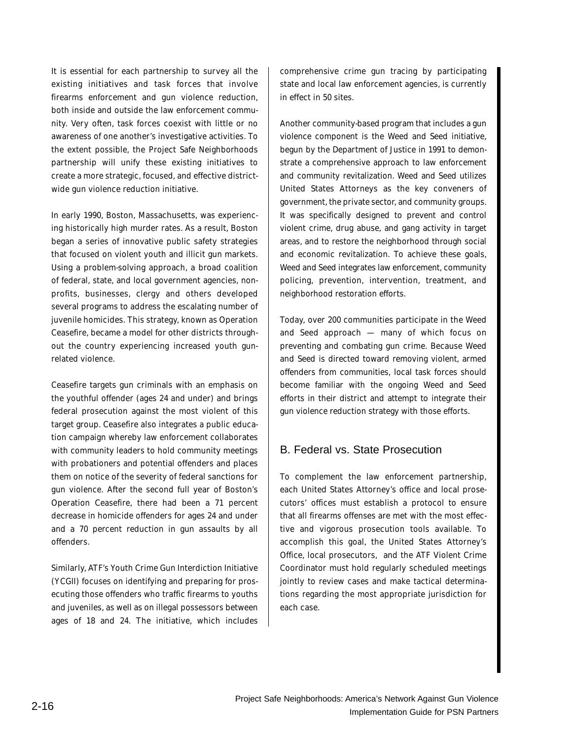It is essential for each partnership to survey all the existing initiatives and task forces that involve firearms enforcement and gun violence reduction, both inside and outside the law enforcement community. Very often, task forces coexist with little or no awareness of one another's investigative activities. To the extent possible, the Project Safe Neighborhoods partnership will unify these existing initiatives to create a more strategic, focused, and effective district-wide gun violence reduction initiative.

In early 1990, Boston, Massachusetts, was experiencing historically high murder rates. As a result, Boston began a series of innovative public safety strategies that focused on violent youth and illicit gun markets. Using a problem-solving approach, a broad coalition of federal, state, and local government agencies, non-profits, businesses, clergy and others developed several programs to address the escalating number of juvenile homicides. This strategy, known as Operation Ceasefire, became a model for other districts throughout the country experiencing increased youth gun-related violence.

Ceasefire targets gun criminals with an emphasis on the youthful offender (ages 24 and under) and brings federal prosecution against the most violent of this target group. Ceasefire also integrates a public education campaign whereby law enforcement collaborates with community leaders to hold community meetings with probationers and potential offenders and places them on notice of the severity of federal sanctions for gun violence. After the second full year of Boston's Operation Ceasefire, there had been a 71 percent decrease in homicide offenders for ages 24 and under and a 70 percent reduction in gun assaults by all offenders.

Similarly, ATF's Youth Crime Gun Interdiction Initiative (YCGII) focuses on identifying and preparing for prosecuting those offenders who traffic firearms to youths and juveniles, as well as on illegal possessors between ages of 18 and 24. The initiative, which includes comprehensive crime gun tracing by participating state and local law enforcement agencies, is currently in effect in 50 sites.

Another community-based program that includes a gun violence component is the Weed and Seed initiative, begun by the Department of Justice in 1991 to demonstrate a comprehensive approach to law enforcement and community revitalization. Weed and Seed utilizes United States Attorneys as the key conveners of government, the private sector, and community groups. It was specifically designed to prevent and control violent crime, drug abuse, and gang activity in target areas, and to restore the neighborhood through social and economic revitalization. To achieve these goals, Weed and Seed integrates law enforcement, community policing, prevention, intervention, treatment, and neighborhood restoration efforts.

Today, over 200 communities participate in the Weed and Seed approach — many of which focus on preventing and combating gun crime. Because Weed and Seed is directed toward removing violent, armed offenders from communities, local task forces should become familiar with the ongoing Weed and Seed efforts in their district and attempt to integrate their gun violence reduction strategy with those efforts.

## B. Federal vs. State Prosecution

To complement the law enforcement partnership, each United States Attorney's office and local prosecutors' offices must establish a protocol to ensure that all firearms offenses are met with the most effective and vigorous prosecution tools available. To accomplish this goal, the United States Attorney's Office, local prosecutors, and the ATF Violent Crime Coordinator must hold regularly scheduled meetings jointly to review cases and make tactical determinations regarding the most appropriate jurisdiction for each case.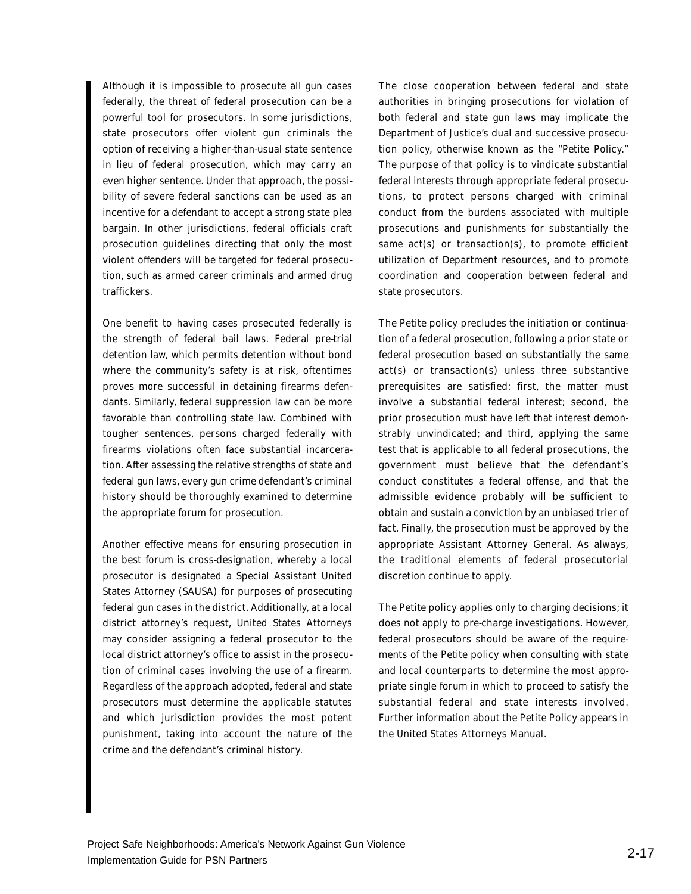Although it is impossible to prosecute all gun cases federally, the threat of federal prosecution can be a powerful tool for prosecutors. In some jurisdictions, state prosecutors offer violent gun criminals the option of receiving a higher-than-usual state sentence in lieu of federal prosecution, which may carry an even higher sentence. Under that approach, the possibility of severe federal sanctions can be used as an incentive for a defendant to accept a strong state plea bargain. In other jurisdictions, federal officials craft prosecution guidelines directing that only the most violent offenders will be targeted for federal prosecution, such as armed career criminals and armed drug traffickers.

One benefit to having cases prosecuted federally is the strength of federal bail laws. Federal pre-trial detention law, which permits detention without bond where the community's safety is at risk, oftentimes proves more successful in detaining firearms defendants. Similarly, federal suppression law can be more favorable than controlling state law. Combined with tougher sentences, persons charged federally with firearms violations often face substantial incarceration. After assessing the relative strengths of state and federal gun laws, every gun crime defendant's criminal history should be thoroughly examined to determine the appropriate forum for prosecution.

Another effective means for ensuring prosecution in the best forum is cross-designation, whereby a local prosecutor is designated a Special Assistant United States Attorney (SAUSA) for purposes of prosecuting federal gun cases in the district. Additionally, at a local district attorney's request, United States Attorneys may consider assigning a federal prosecutor to the local district attorney's office to assist in the prosecution of criminal cases involving the use of a firearm. Regardless of the approach adopted, federal and state prosecutors must determine the applicable statutes and which jurisdiction provides the most potent punishment, taking into account the nature of the crime and the defendant's criminal history.

The close cooperation between federal and state authorities in bringing prosecutions for violation of both federal and state gun laws may implicate the Department of Justice's dual and successive prosecution policy, otherwise known as the "Petite Policy." The purpose of that policy is to vindicate substantial federal interests through appropriate federal prosecutions, to protect persons charged with criminal conduct from the burdens associated with multiple prosecutions and punishments for substantially the same act(s) or transaction(s), to promote efficient utilization of Department resources, and to promote coordination and cooperation between federal and state prosecutors.

The Petite policy precludes the initiation or continuation of a federal prosecution, following a prior state or federal prosecution based on substantially the same act(s) or transaction(s) unless three substantive prerequisites are satisfied: first, the matter must involve a substantial federal interest; second, the prior prosecution must have left that interest demonstrably unvindicated; and third, applying the same test that is applicable to all federal prosecutions, the government must believe that the defendant's conduct constitutes a federal offense, and that the admissible evidence probably will be sufficient to obtain and sustain a conviction by an unbiased trier of fact. Finally, the prosecution must be approved by the appropriate Assistant Attorney General. As always, the traditional elements of federal prosecutorial discretion continue to apply.

The Petite policy applies only to charging decisions; it does not apply to pre-charge investigations. However, federal prosecutors should be aware of the requirements of the Petite policy when consulting with state and local counterparts to determine the most appropriate single forum in which to proceed to satisfy the substantial federal and state interests involved. Further information about the Petite Policy appears in the United States Attorneys Manual.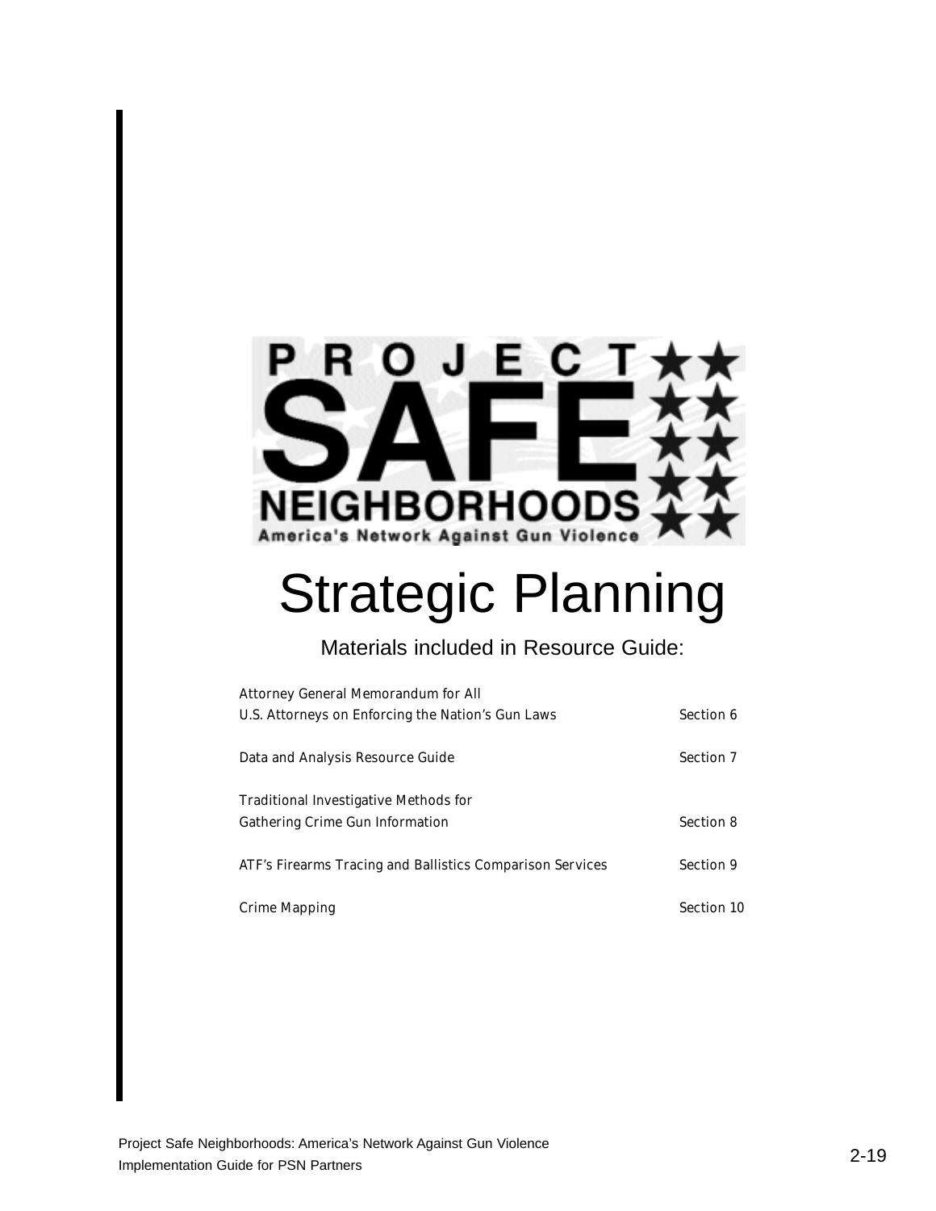# Strategic Planning

Materials included in Resource Guide:

| | |
|---|---|
| Attorney General Memorandum for All U.S. Attorneys on Enforcing the Nation's Gun Laws | Section 6 |
| Data and Analysis Resource Guide | Section 7 |
| Traditional Investigative Methods for Gathering Crime Gun Information | Section 8 |
| ATF's Firearms Tracing and Ballistics Comparison Services | Section 9 |
| Crime Mapping | Section 10 |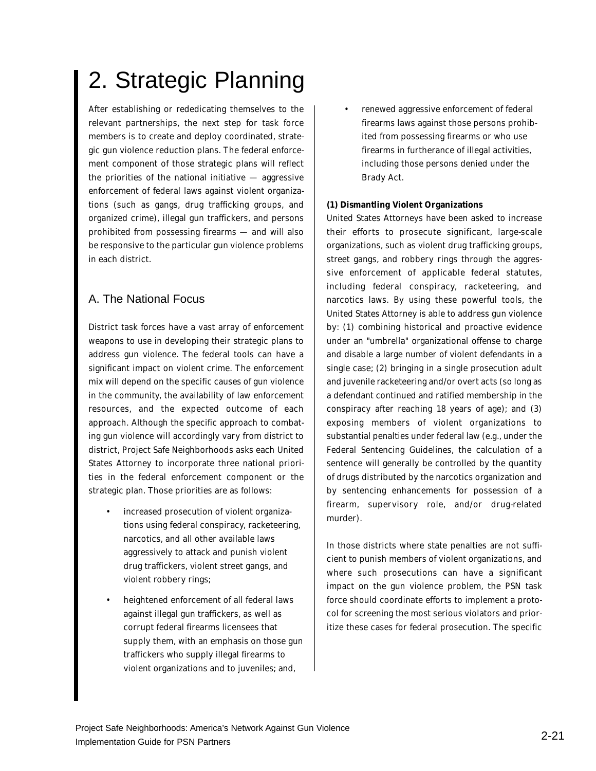# 2. Strategic Planning

After establishing or rededicating themselves to the relevant partnerships, the next step for task force members is to create and deploy coordinated, strategic gun violence reduction plans. The federal enforcement component of those strategic plans will reflect the priorities of the national initiative — aggressive enforcement of federal laws against violent organizations (such as gangs, drug trafficking groups, and organized crime), illegal gun traffickers, and persons prohibited from possessing firearms — and will also be responsive to the particular gun violence problems in each district.

## A. The National Focus

District task forces have a vast array of enforcement weapons to use in developing their strategic plans to address gun violence. The federal tools can have a significant impact on violent crime. The enforcement mix will depend on the specific causes of gun violence in the community, the availability of law enforcement resources, and the expected outcome of each approach. Although the specific approach to combating gun violence will accordingly vary from district to district, Project Safe Neighborhoods asks each United States Attorney to incorporate three national priorities in the federal enforcement component or the strategic plan. Those priorities are as follows:

- increased prosecution of violent organizations using federal conspiracy, racketeering, narcotics, and all other available laws aggressively to attack and punish violent drug traffickers, violent street gangs, and violent robbery rings;
- heightened enforcement of all federal laws against illegal gun traffickers, as well as corrupt federal firearms licensees that supply them, with an emphasis on those gun traffickers who supply illegal firearms to violent organizations and to juveniles; and,
- renewed aggressive enforcement of federal firearms laws against those persons prohibited from possessing firearms or who use firearms in furtherance of illegal activities, including those persons denied under the Brady Act.

**(1) Dismantling Violent Organizations**

United States Attorneys have been asked to increase their efforts to prosecute significant, large-scale organizations, such as violent drug trafficking groups, street gangs, and robbery rings through the aggressive enforcement of applicable federal statutes, including federal conspiracy, racketeering, and narcotics laws. By using these powerful tools, the United States Attorney is able to address gun violence by: (1) combining historical and proactive evidence under an "umbrella" organizational offense to charge and disable a large number of violent defendants in a single case; (2) bringing in a single prosecution adult and juvenile racketeering and/or overt acts (so long as a defendant continued and ratified membership in the conspiracy after reaching 18 years of age); and (3) exposing members of violent organizations to substantial penalties under federal law (e.g., under the Federal Sentencing Guidelines, the calculation of a sentence will generally be controlled by the quantity of drugs distributed by the narcotics organization and by sentencing enhancements for possession of a firearm, supervisory role, and/or drug-related murder).

In those districts where state penalties are not sufficient to punish members of violent organizations, and where such prosecutions can have a significant impact on the gun violence problem, the PSN task force should coordinate efforts to implement a protocol for screening the most serious violators and prioritize these cases for federal prosecution. The specific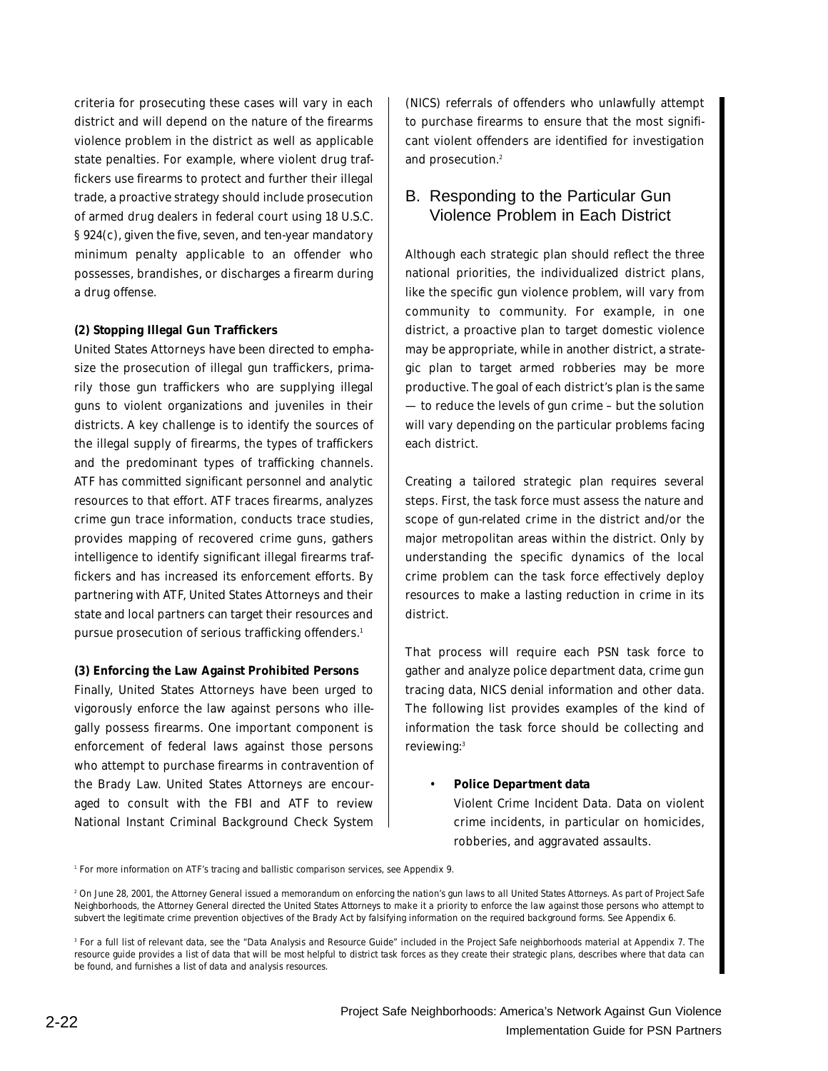criteria for prosecuting these cases will vary in each district and will depend on the nature of the firearms violence problem in the district as well as applicable state penalties. For example, where violent drug traffickers use firearms to protect and further their illegal trade, a proactive strategy should include prosecution of armed drug dealers in federal court using 18 U.S.C. § 924(c), given the five, seven, and ten-year mandatory minimum penalty applicable to an offender who possesses, brandishes, or discharges a firearm during a drug offense.

**(2) Stopping Illegal Gun Traffickers**

United States Attorneys have been directed to emphasize the prosecution of illegal gun traffickers, primarily those gun traffickers who are supplying illegal guns to violent organizations and juveniles in their districts. A key challenge is to identify the sources of the illegal supply of firearms, the types of traffickers and the predominant types of trafficking channels. ATF has committed significant personnel and analytic resources to that effort. ATF traces firearms, analyzes crime gun trace information, conducts trace studies, provides mapping of recovered crime guns, gathers intelligence to identify significant illegal firearms traffickers and has increased its enforcement efforts. By partnering with ATF, United States Attorneys and their state and local partners can target their resources and pursue prosecution of serious trafficking offenders.[1]

**(3) Enforcing the Law Against Prohibited Persons**

Finally, United States Attorneys have been urged to vigorously enforce the law against persons who illegally possess firearms. One important component is enforcement of federal laws against those persons who attempt to purchase firearms in contravention of the Brady Law. United States Attorneys are encouraged to consult with the FBI and ATF to review National Instant Criminal Background Check System (NICS) referrals of offenders who unlawfully attempt to purchase firearms to ensure that the most significant violent offenders are identified for investigation and prosecution.[2]

## B. Responding to the Particular Gun Violence Problem in Each District

Although each strategic plan should reflect the three national priorities, the individualized district plans, like the specific gun violence problem, will vary from community to community. For example, in one district, a proactive plan to target domestic violence may be appropriate, while in another district, a strategic plan to target armed robberies may be more productive. The goal of each district's plan is the same — to reduce the levels of gun crime – but the solution will vary depending on the particular problems facing each district.

Creating a tailored strategic plan requires several steps. First, the task force must assess the nature and scope of gun-related crime in the district and/or the major metropolitan areas within the district. Only by understanding the specific dynamics of the local crime problem can the task force effectively deploy resources to make a lasting reduction in crime in its district.

That process will require each PSN task force to gather and analyze police department data, crime gun tracing data, NICS denial information and other data. The following list provides examples of the kind of information the task force should be collecting and reviewing:[3]

- **Police Department data**
  Violent Crime Incident Data. Data on violent crime incidents, in particular on homicides, robberies, and aggravated assaults.

[1] For more information on ATF's tracing and ballistic comparison services, see Appendix 9.

[2] On June 28, 2001, the Attorney General issued a memorandum on enforcing the nation's gun laws to all United States Attorneys. As part of Project Safe Neighborhoods, the Attorney General directed the United States Attorneys to make it a priority to enforce the law against those persons who attempt to subvert the legitimate crime prevention objectives of the Brady Act by falsifying information on the required background forms. See Appendix 6.

[3] For a full list of relevant data, see the "Data Analysis and Resource Guide" included in the Project Safe neighborhoods material at Appendix 7. The resource guide provides a list of data that will be most helpful to district task forces as they create their strategic plans, describes where that data can be found, and furnishes a list of data and analysis resources.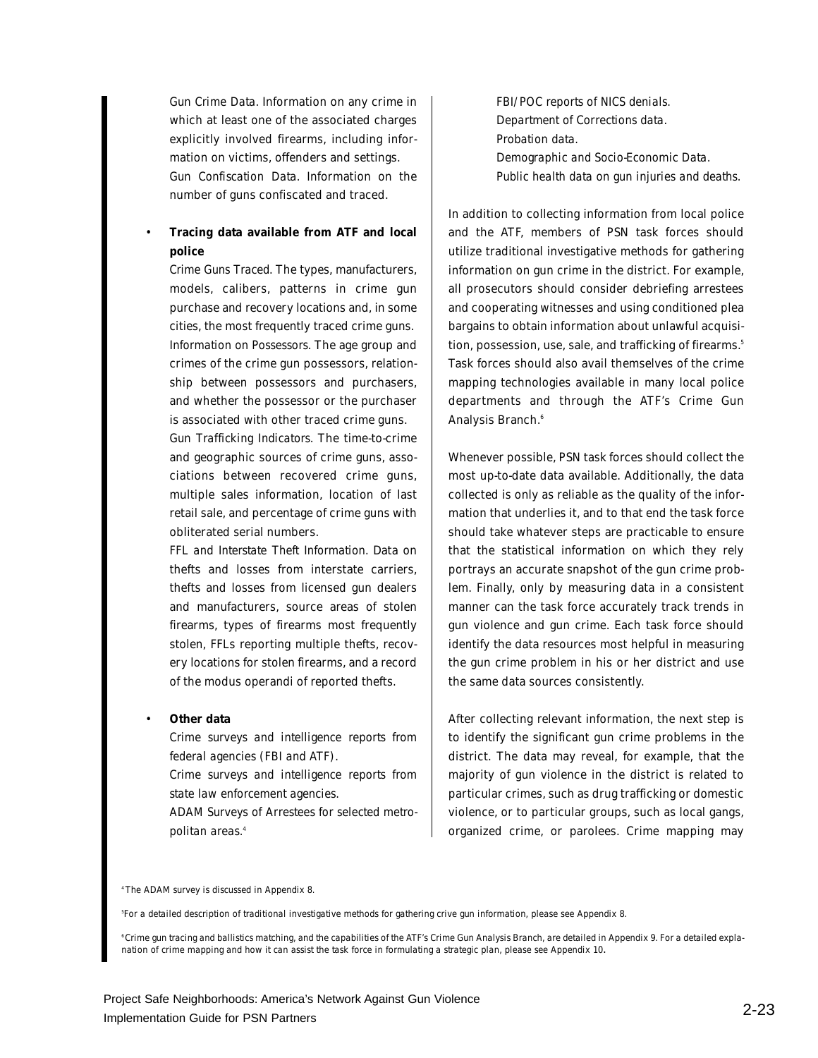Gun Crime Data. Information on any crime in which at least one of the associated charges explicitly involved firearms, including information on victims, offenders and settings.

Gun Confiscation Data. Information on the number of guns confiscated and traced.

- **Tracing data available from ATF and local police**

  Crime Guns Traced. The types, manufacturers, models, calibers, patterns in crime gun purchase and recovery locations and, in some cities, the most frequently traced crime guns.

  Information on Possessors. The age group and crimes of the crime gun possessors, relationship between possessors and purchasers, and whether the possessor or the purchaser is associated with other traced crime guns.

  Gun Trafficking Indicators. The time-to-crime and geographic sources of crime guns, associations between recovered crime guns, multiple sales information, location of last retail sale, and percentage of crime guns with obliterated serial numbers.

  FFL and Interstate Theft Information. Data on thefts and losses from interstate carriers, thefts and losses from licensed gun dealers and manufacturers, source areas of stolen firearms, types of firearms most frequently stolen, FFLs reporting multiple thefts, recovery locations for stolen firearms, and a record of the modus operandi of reported thefts.

- **Other data**

  Crime surveys and intelligence reports from federal agencies (FBI and ATF).

  Crime surveys and intelligence reports from state law enforcement agencies.

  ADAM Surveys of Arrestees for selected metropolitan areas.[4]

  FBI/POC reports of NICS denials.

  Department of Corrections data.

  Probation data.

  Demographic and Socio-Economic Data.

  Public health data on gun injuries and deaths.

In addition to collecting information from local police and the ATF, members of PSN task forces should utilize traditional investigative methods for gathering information on gun crime in the district. For example, all prosecutors should consider debriefing arrestees and cooperating witnesses and using conditioned plea bargains to obtain information about unlawful acquisition, possession, use, sale, and trafficking of firearms.[5] Task forces should also avail themselves of the crime mapping technologies available in many local police departments and through the ATF's Crime Gun Analysis Branch.[6]

Whenever possible, PSN task forces should collect the most up-to-date data available. Additionally, the data collected is only as reliable as the quality of the information that underlies it, and to that end the task force should take whatever steps are practicable to ensure that the statistical information on which they rely portrays an accurate snapshot of the gun crime problem. Finally, only by measuring data in a consistent manner can the task force accurately track trends in gun violence and gun crime. Each task force should identify the data resources most helpful in measuring the gun crime problem in his or her district and use the same data sources consistently.

After collecting relevant information, the next step is to identify the significant gun crime problems in the district. The data may reveal, for example, that the majority of gun violence in the district is related to particular crimes, such as drug trafficking or domestic violence, or to particular groups, such as local gangs, organized crime, or parolees. Crime mapping may

[4] The ADAM survey is discussed in Appendix 8.

[5] For a detailed description of traditional investigative methods for gathering crive gun information, please see Appendix 8.

[6] Crime gun tracing and ballistics matching, and the capabilities of the ATF's Crime Gun Analysis Branch, are detailed in Appendix 9. For a detailed explanation of crime mapping and how it can assist the task force in formulating a strategic plan, please see Appendix 10.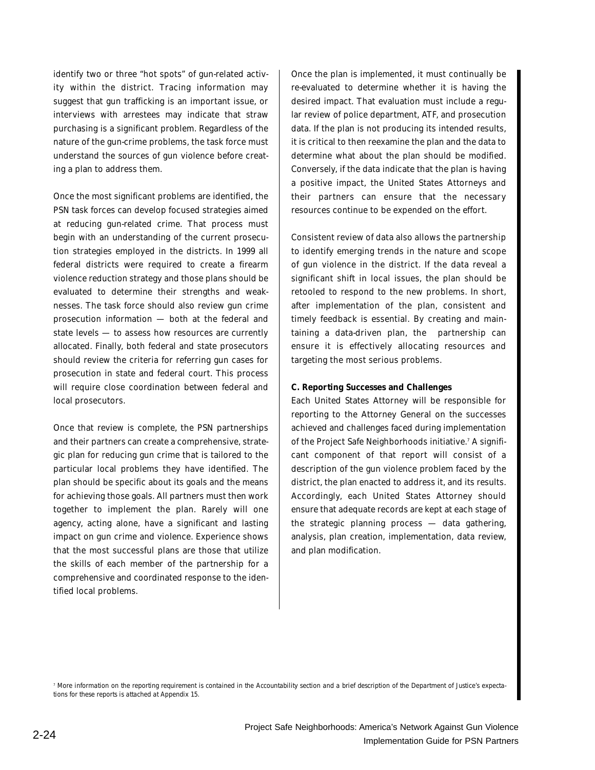identify two or three "hot spots" of gun-related activity within the district. Tracing information may suggest that gun trafficking is an important issue, or interviews with arrestees may indicate that straw purchasing is a significant problem. Regardless of the nature of the gun-crime problems, the task force must understand the sources of gun violence before creating a plan to address them.

Once the most significant problems are identified, the PSN task forces can develop focused strategies aimed at reducing gun-related crime. That process must begin with an understanding of the current prosecution strategies employed in the districts. In 1999 all federal districts were required to create a firearm violence reduction strategy and those plans should be evaluated to determine their strengths and weaknesses. The task force should also review gun crime prosecution information — both at the federal and state levels — to assess how resources are currently allocated. Finally, both federal and state prosecutors should review the criteria for referring gun cases for prosecution in state and federal court. This process will require close coordination between federal and local prosecutors.

Once that review is complete, the PSN partnerships and their partners can create a comprehensive, strategic plan for reducing gun crime that is tailored to the particular local problems they have identified. The plan should be specific about its goals and the means for achieving those goals. All partners must then work together to implement the plan. Rarely will one agency, acting alone, have a significant and lasting impact on gun crime and violence. Experience shows that the most successful plans are those that utilize the skills of each member of the partnership for a comprehensive and coordinated response to the identified local problems.

Once the plan is implemented, it must continually be re-evaluated to determine whether it is having the desired impact. That evaluation must include a regular review of police department, ATF, and prosecution data. If the plan is not producing its intended results, it is critical to then reexamine the plan and the data to determine what about the plan should be modified. Conversely, if the data indicate that the plan is having a positive impact, the United States Attorneys and their partners can ensure that the necessary resources continue to be expended on the effort.

Consistent review of data also allows the partnership to identify emerging trends in the nature and scope of gun violence in the district. If the data reveal a significant shift in local issues, the plan should be retooled to respond to the new problems. In short, after implementation of the plan, consistent and timely feedback is essential. By creating and maintaining a data-driven plan, the partnership can ensure it is effectively allocating resources and targeting the most serious problems.

**C. Reporting Successes and Challenges**

Each United States Attorney will be responsible for reporting to the Attorney General on the successes achieved and challenges faced during implementation of the Project Safe Neighborhoods initiative.[7] A significant component of that report will consist of a description of the gun violence problem faced by the district, the plan enacted to address it, and its results. Accordingly, each United States Attorney should ensure that adequate records are kept at each stage of the strategic planning process — data gathering, analysis, plan creation, implementation, data review, and plan modification.

[7] More information on the reporting requirement is contained in the Accountability section and a brief description of the Department of Justice's expectations for these reports is attached at Appendix 15.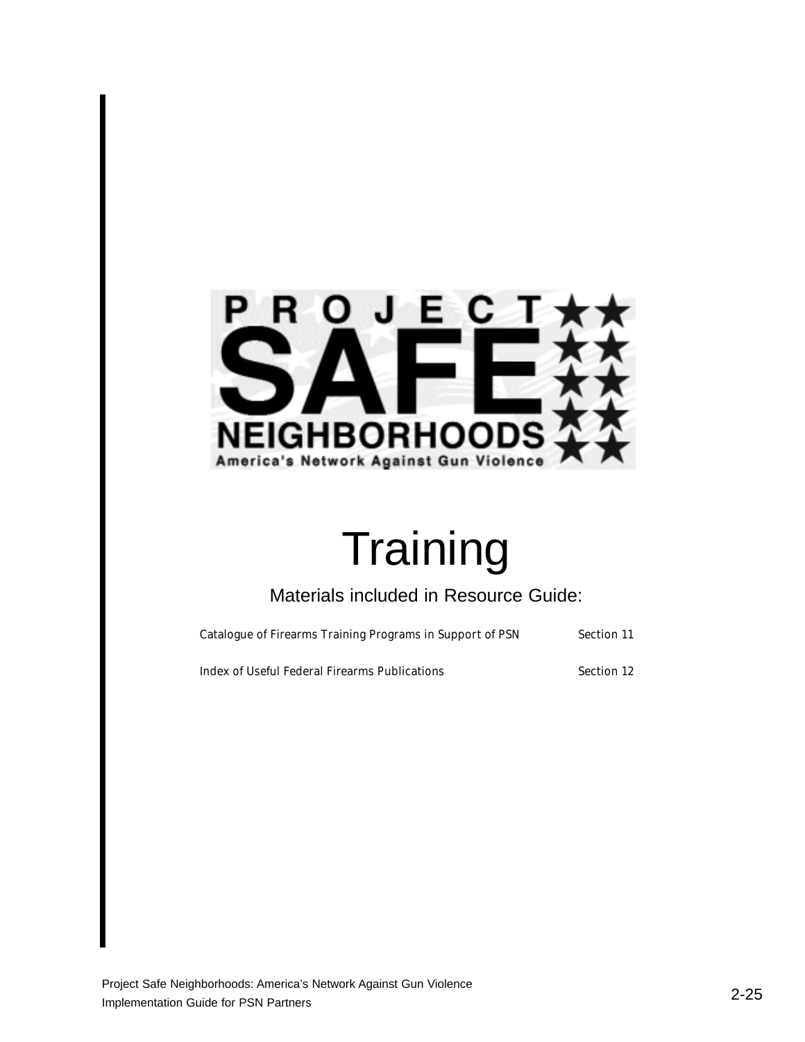PROJECT SAFE NEIGHBORHOODS

America's Network Against Gun Violence

# Training

## Materials included in Resource Guide:

| | |
|---|---|
| Catalogue of Firearms Training Programs in Support of PSN | Section 11 |
| Index of Useful Federal Firearms Publications | Section 12 |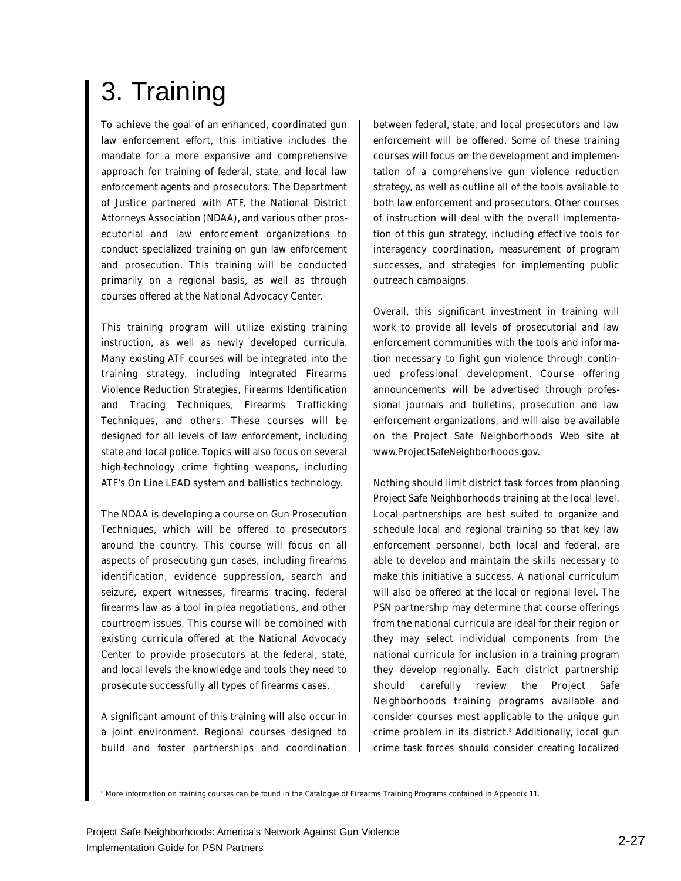# 3. Training

To achieve the goal of an enhanced, coordinated gun law enforcement effort, this initiative includes the mandate for a more expansive and comprehensive approach for training of federal, state, and local law enforcement agents and prosecutors. The Department of Justice partnered with ATF, the National District Attorneys Association (NDAA), and various other prosecutorial and law enforcement organizations to conduct specialized training on gun law enforcement and prosecution. This training will be conducted primarily on a regional basis, as well as through courses offered at the National Advocacy Center.

This training program will utilize existing training instruction, as well as newly developed curricula. Many existing ATF courses will be integrated into the training strategy, including Integrated Firearms Violence Reduction Strategies, Firearms Identification and Tracing Techniques, Firearms Trafficking Techniques, and others. These courses will be designed for all levels of law enforcement, including state and local police. Topics will also focus on several high-technology crime fighting weapons, including ATF's On Line LEAD system and ballistics technology.

The NDAA is developing a course on Gun Prosecution Techniques, which will be offered to prosecutors around the country. This course will focus on all aspects of prosecuting gun cases, including firearms identification, evidence suppression, search and seizure, expert witnesses, firearms tracing, federal firearms law as a tool in plea negotiations, and other courtroom issues. This course will be combined with existing curricula offered at the National Advocacy Center to provide prosecutors at the federal, state, and local levels the knowledge and tools they need to prosecute successfully all types of firearms cases.

A significant amount of this training will also occur in a joint environment. Regional courses designed to build and foster partnerships and coordination between federal, state, and local prosecutors and law enforcement will be offered. Some of these training courses will focus on the development and implementation of a comprehensive gun violence reduction strategy, as well as outline all of the tools available to both law enforcement and prosecutors. Other courses of instruction will deal with the overall implementation of this gun strategy, including effective tools for interagency coordination, measurement of program successes, and strategies for implementing public outreach campaigns.

Overall, this significant investment in training will work to provide all levels of prosecutorial and law enforcement communities with the tools and information necessary to fight gun violence through continued professional development. Course offering announcements will be advertised through professional journals and bulletins, prosecution and law enforcement organizations, and will also be available on the Project Safe Neighborhoods Web site at www.ProjectSafeNeighborhoods.gov.

Nothing should limit district task forces from planning Project Safe Neighborhoods training at the local level. Local partnerships are best suited to organize and schedule local and regional training so that key law enforcement personnel, both local and federal, are able to develop and maintain the skills necessary to make this initiative a success. A national curriculum will also be offered at the local or regional level. The PSN partnership may determine that course offerings from the national curricula are ideal for their region or they may select individual components from the national curricula for inclusion in a training program they develop regionally. Each district partnership should carefully review the Project Safe Neighborhoods training programs available and consider courses most applicable to the unique gun crime problem in its district.[8] Additionally, local gun crime task forces should consider creating localized

[8] *More information on training courses can be found in the Catalogue of Firearms Training Programs contained in Appendix 11.*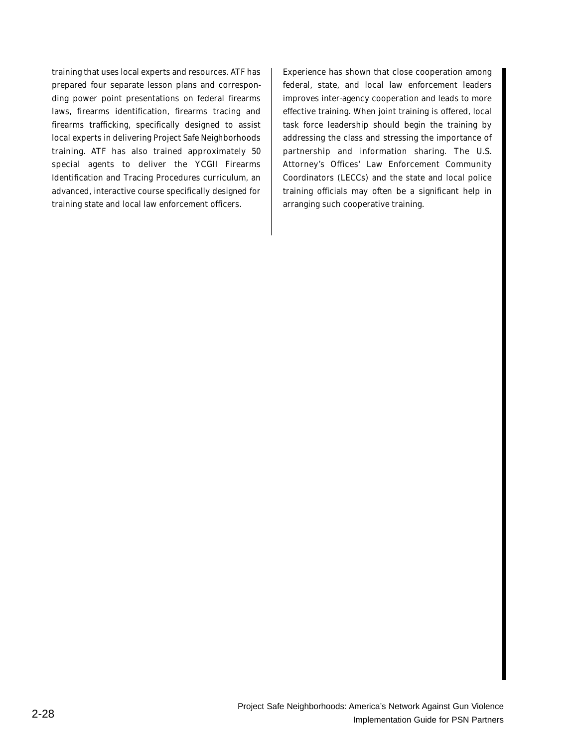training that uses local experts and resources. ATF has prepared four separate lesson plans and corresponding power point presentations on federal firearms laws, firearms identification, firearms tracing and firearms trafficking, specifically designed to assist local experts in delivering Project Safe Neighborhoods training. ATF has also trained approximately 50 special agents to deliver the YCGII Firearms Identification and Tracing Procedures curriculum, an advanced, interactive course specifically designed for training state and local law enforcement officers.

Experience has shown that close cooperation among federal, state, and local law enforcement leaders improves inter-agency cooperation and leads to more effective training. When joint training is offered, local task force leadership should begin the training by addressing the class and stressing the importance of partnership and information sharing. The U.S. Attorney's Offices' Law Enforcement Community Coordinators (LECCs) and the state and local police training officials may often be a significant help in arranging such cooperative training.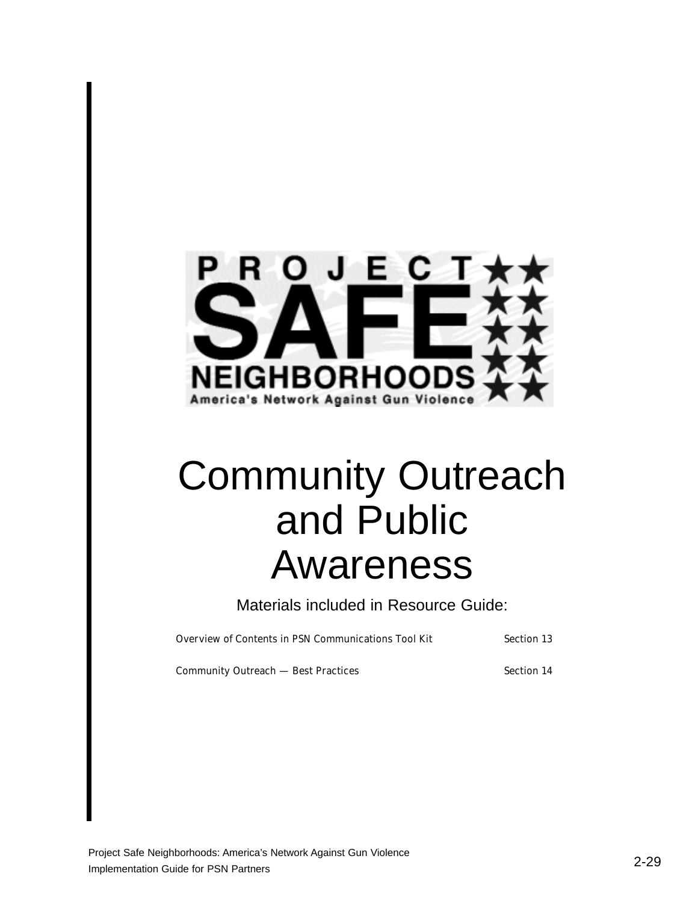# Community Outreach and Public Awareness

Materials included in Resource Guide:

| | |
|---|---|
| Overview of Contents in PSN Communications Tool Kit | Section 13 |
| Community Outreach — Best Practices | Section 14 |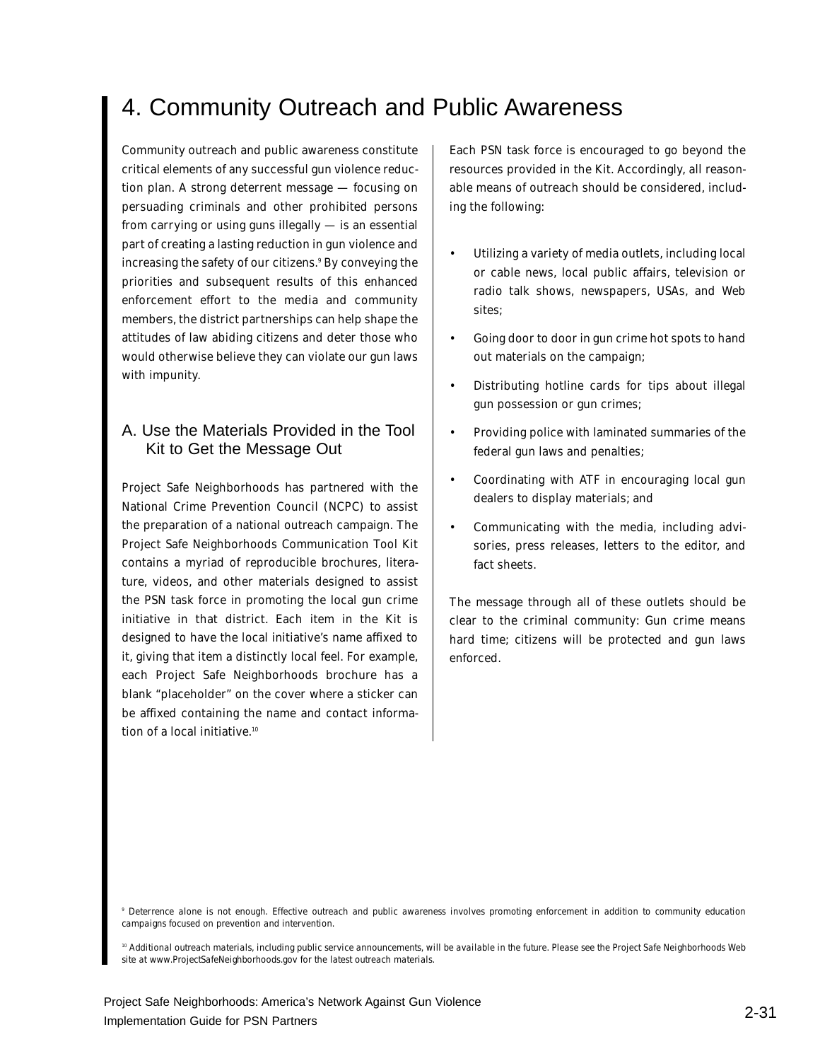# 4. Community Outreach and Public Awareness

Community outreach and public awareness constitute critical elements of any successful gun violence reduction plan. A strong deterrent message — focusing on persuading criminals and other prohibited persons from carrying or using guns illegally — is an essential part of creating a lasting reduction in gun violence and increasing the safety of our citizens.[9] By conveying the priorities and subsequent results of this enhanced enforcement effort to the media and community members, the district partnerships can help shape the attitudes of law abiding citizens and deter those who would otherwise believe they can violate our gun laws with impunity.

## A. Use the Materials Provided in the Tool Kit to Get the Message Out

Project Safe Neighborhoods has partnered with the National Crime Prevention Council (NCPC) to assist the preparation of a national outreach campaign. The Project Safe Neighborhoods Communication Tool Kit contains a myriad of reproducible brochures, literature, videos, and other materials designed to assist the PSN task force in promoting the local gun crime initiative in that district. Each item in the Kit is designed to have the local initiative's name affixed to it, giving that item a distinctly local feel. For example, each Project Safe Neighborhoods brochure has a blank "placeholder" on the cover where a sticker can be affixed containing the name and contact information of a local initiative.[10]

Each PSN task force is encouraged to go beyond the resources provided in the Kit. Accordingly, all reasonable means of outreach should be considered, including the following:

- Utilizing a variety of media outlets, including local or cable news, local public affairs, television or radio talk shows, newspapers, USAs, and Web sites;
- Going door to door in gun crime hot spots to hand out materials on the campaign;
- Distributing hotline cards for tips about illegal gun possession or gun crimes;
- Providing police with laminated summaries of the federal gun laws and penalties;
- Coordinating with ATF in encouraging local gun dealers to display materials; and
- Communicating with the media, including advisories, press releases, letters to the editor, and fact sheets.

The message through all of these outlets should be clear to the criminal community: Gun crime means hard time; citizens will be protected and gun laws enforced.

[9] Deterrence alone is not enough. Effective outreach and public awareness involves promoting enforcement in addition to community education campaigns focused on prevention and intervention.

[10] Additional outreach materials, including public service announcements, will be available in the future. Please see the Project Safe Neighborhoods Web site at www.ProjectSafeNeighborhoods.gov for the latest outreach materials.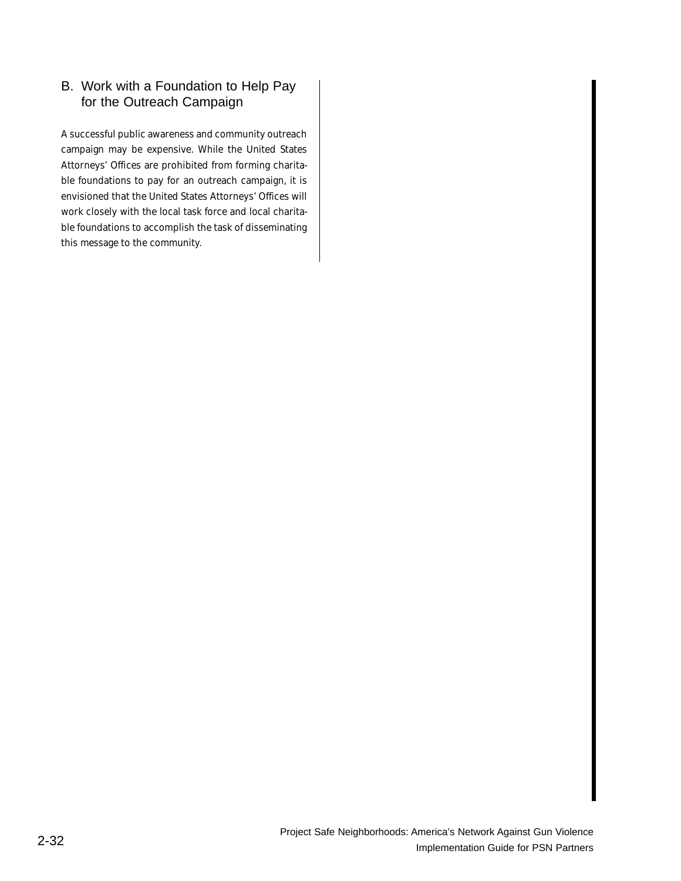## B. Work with a Foundation to Help Pay for the Outreach Campaign

A successful public awareness and community outreach campaign may be expensive. While the United States Attorneys' Offices are prohibited from forming charitable foundations to pay for an outreach campaign, it is envisioned that the United States Attorneys' Offices will work closely with the local task force and local charitable foundations to accomplish the task of disseminating this message to the community.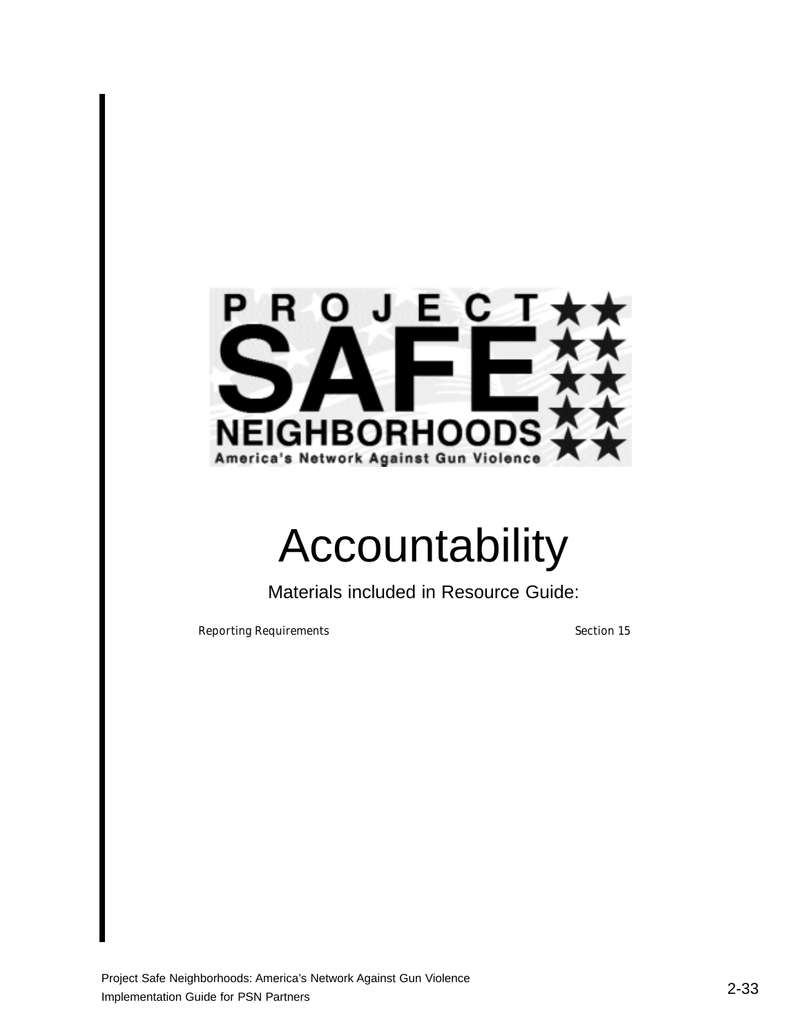PROJECT SAFE NEIGHBORHOODS

America's Network Against Gun Violence

# Accountability

Materials included in Resource Guide:

| | |
|---|---|
| *Reporting Requirements* | *Section 15* |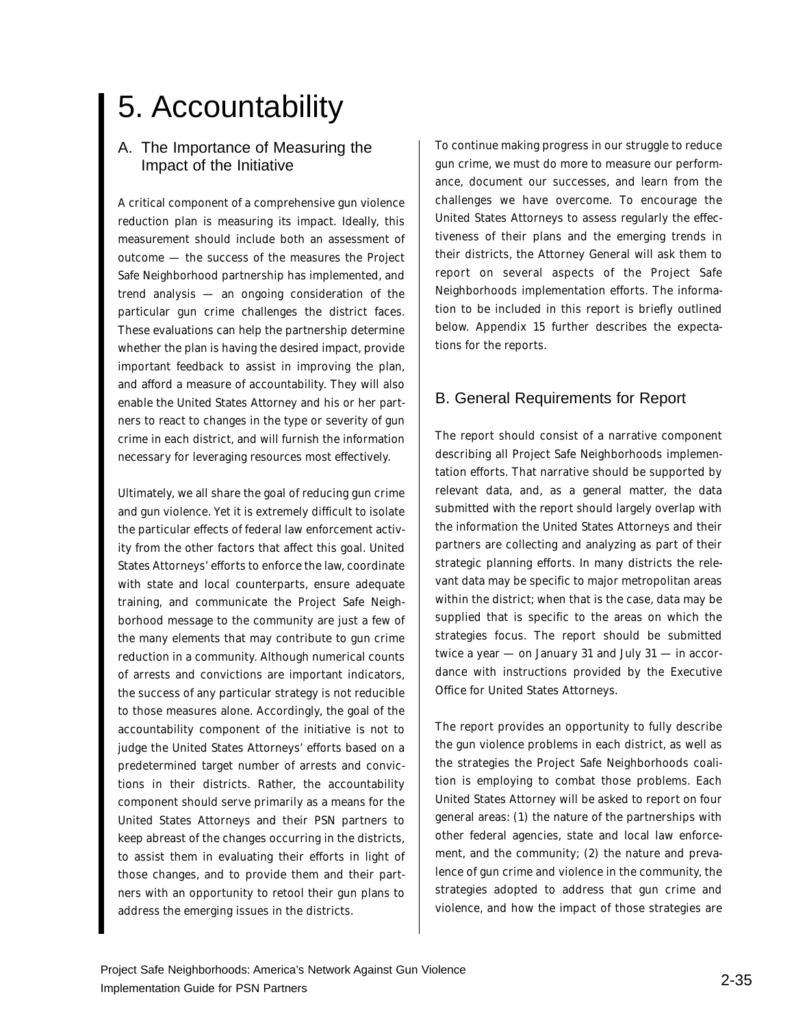# 5. Accountability

## A. The Importance of Measuring the Impact of the Initiative

A critical component of a comprehensive gun violence reduction plan is measuring its impact. Ideally, this measurement should include both an assessment of outcome — the success of the measures the Project Safe Neighborhood partnership has implemented, and trend analysis — an ongoing consideration of the particular gun crime challenges the district faces. These evaluations can help the partnership determine whether the plan is having the desired impact, provide important feedback to assist in improving the plan, and afford a measure of accountability. They will also enable the United States Attorney and his or her partners to react to changes in the type or severity of gun crime in each district, and will furnish the information necessary for leveraging resources most effectively.

Ultimately, we all share the goal of reducing gun crime and gun violence. Yet it is extremely difficult to isolate the particular effects of federal law enforcement activity from the other factors that affect this goal. United States Attorneys' efforts to enforce the law, coordinate with state and local counterparts, ensure adequate training, and communicate the Project Safe Neighborhood message to the community are just a few of the many elements that may contribute to gun crime reduction in a community. Although numerical counts of arrests and convictions are important indicators, the success of any particular strategy is not reducible to those measures alone. Accordingly, the goal of the accountability component of the initiative is not to judge the United States Attorneys' efforts based on a predetermined target number of arrests and convictions in their districts. Rather, the accountability component should serve primarily as a means for the United States Attorneys and their PSN partners to keep abreast of the changes occurring in the districts, to assist them in evaluating their efforts in light of those changes, and to provide them and their partners with an opportunity to retool their gun plans to address the emerging issues in the districts.

To continue making progress in our struggle to reduce gun crime, we must do more to measure our performance, document our successes, and learn from the challenges we have overcome. To encourage the United States Attorneys to assess regularly the effectiveness of their plans and the emerging trends in their districts, the Attorney General will ask them to report on several aspects of the Project Safe Neighborhoods implementation efforts. The information to be included in this report is briefly outlined below. Appendix 15 further describes the expectations for the reports.

## B. General Requirements for Report

The report should consist of a narrative component describing all Project Safe Neighborhoods implementation efforts. That narrative should be supported by relevant data, and, as a general matter, the data submitted with the report should largely overlap with the information the United States Attorneys and their partners are collecting and analyzing as part of their strategic planning efforts. In many districts the relevant data may be specific to major metropolitan areas within the district; when that is the case, data may be supplied that is specific to the areas on which the strategies focus. The report should be submitted twice a year — on January 31 and July 31 — in accordance with instructions provided by the Executive Office for United States Attorneys.

The report provides an opportunity to fully describe the gun violence problems in each district, as well as the strategies the Project Safe Neighborhoods coalition is employing to combat those problems. Each United States Attorney will be asked to report on four general areas: (1) the nature of the partnerships with other federal agencies, state and local law enforcement, and the community; (2) the nature and prevalence of gun crime and violence in the community, the strategies adopted to address that gun crime and violence, and how the impact of those strategies are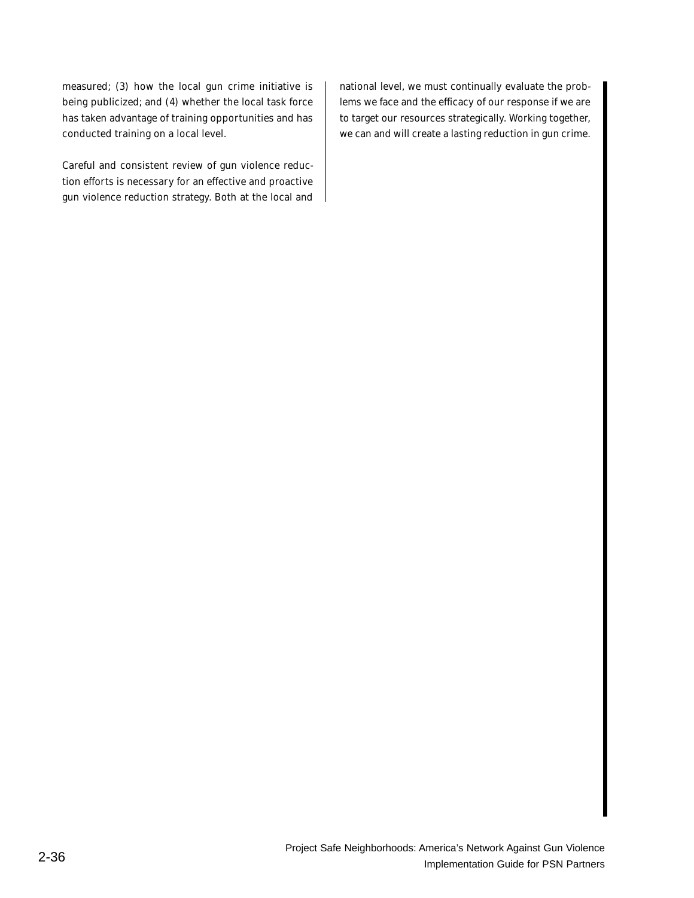measured; (3) how the local gun crime initiative is being publicized; and (4) whether the local task force has taken advantage of training opportunities and has conducted training on a local level.

Careful and consistent review of gun violence reduction efforts is necessary for an effective and proactive gun violence reduction strategy. Both at the local and national level, we must continually evaluate the problems we face and the efficacy of our response if we are to target our resources strategically. Working together, we can and will create a lasting reduction in gun crime.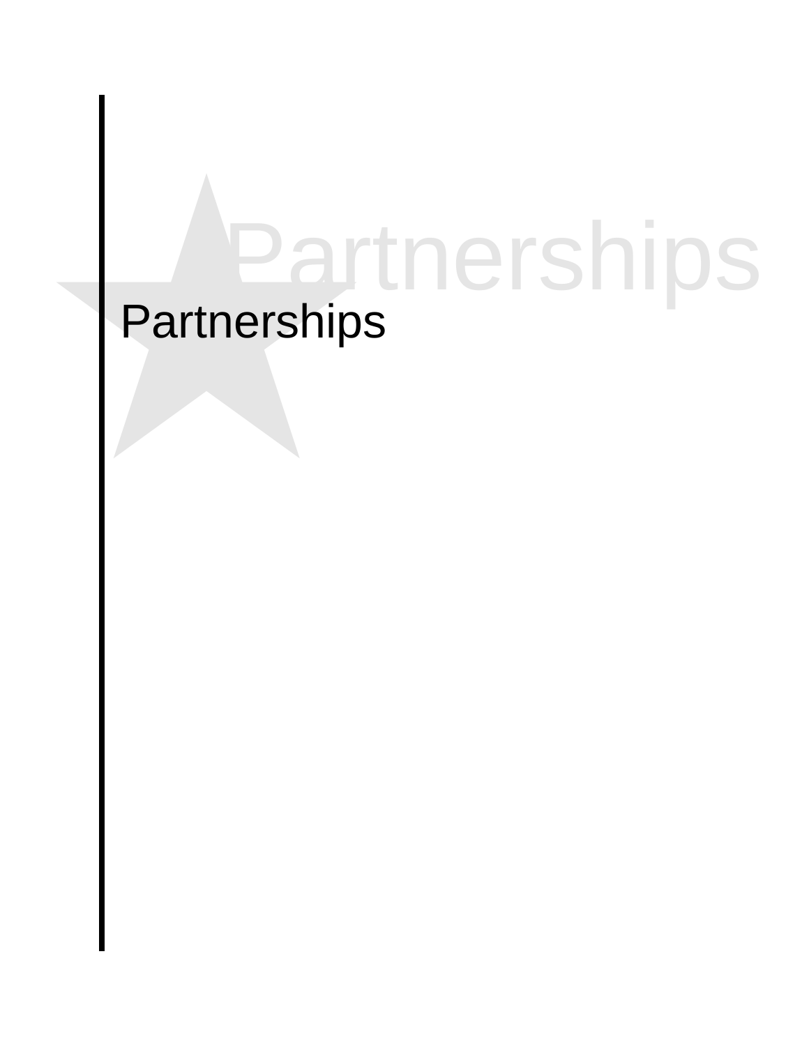# Partnerships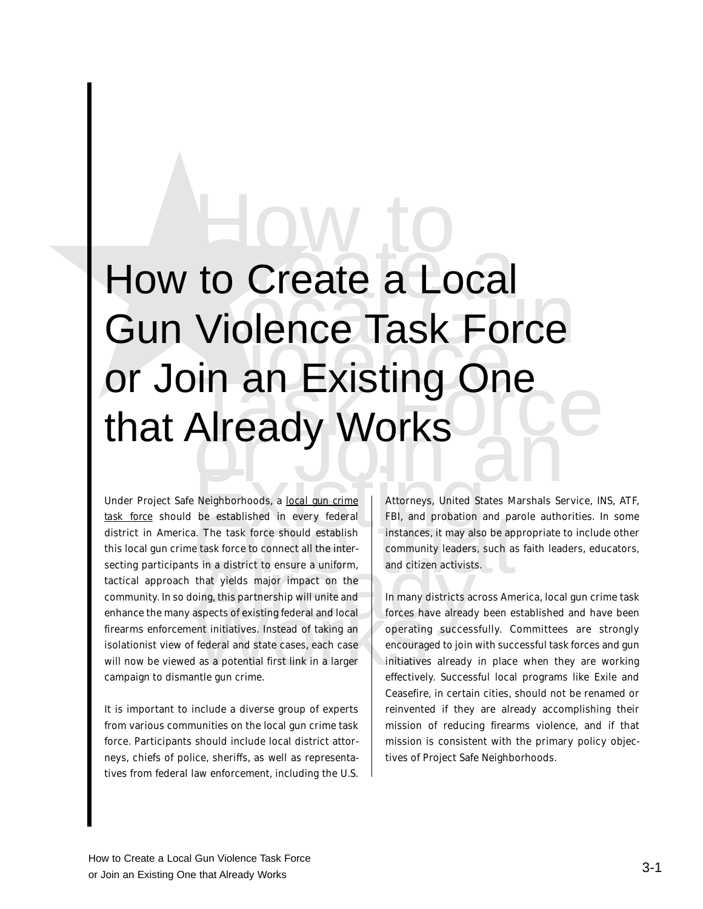# How to Create a Local Gun Violence Task Force or Join an Existing One that Already Works

Under Project Safe Neighborhoods, a local gun crime task force should be established in every federal district in America. The task force should establish this local gun crime task force to connect all the intersecting participants in a district to ensure a uniform, tactical approach that yields major impact on the community. In so doing, this partnership will unite and enhance the many aspects of existing federal and local firearms enforcement initiatives. Instead of taking an isolationist view of federal and state cases, each case will now be viewed as a potential first link in a larger campaign to dismantle gun crime.

It is important to include a diverse group of experts from various communities on the local gun crime task force. Participants should include local district attorneys, chiefs of police, sheriffs, as well as representatives from federal law enforcement, including the U.S. Attorneys, United States Marshals Service, INS, ATF, FBI, and probation and parole authorities. In some instances, it may also be appropriate to include other community leaders, such as faith leaders, educators, and citizen activists.

In many districts across America, local gun crime task forces have already been established and have been operating successfully. Committees are strongly encouraged to join with successful task forces and gun initiatives already in place when they are working effectively. Successful local programs like Exile and Ceasefire, in certain cities, should not be renamed or reinvented if they are already accomplishing their mission of reducing firearms violence, and if that mission is consistent with the primary policy objectives of Project Safe Neighborhoods.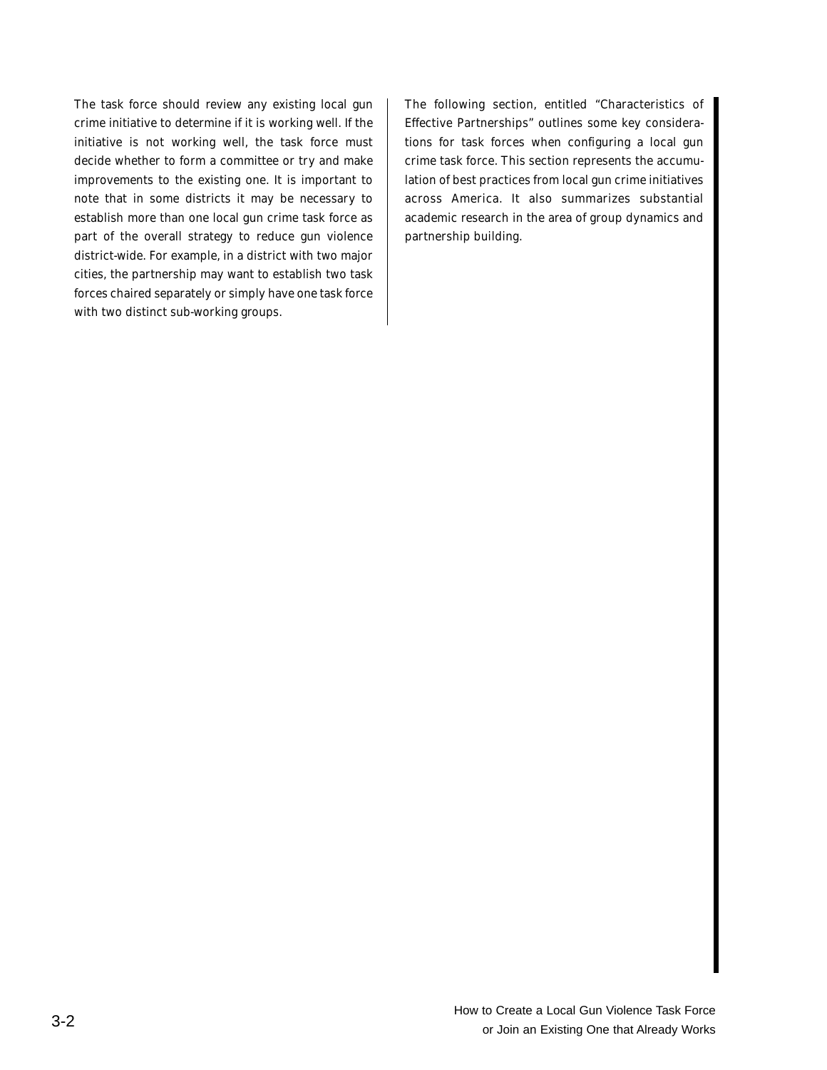The task force should review any existing local gun crime initiative to determine if it is working well. If the initiative is not working well, the task force must decide whether to form a committee or try and make improvements to the existing one. It is important to note that in some districts it may be necessary to establish more than one local gun crime task force as part of the overall strategy to reduce gun violence district-wide. For example, in a district with two major cities, the partnership may want to establish two task forces chaired separately or simply have one task force with two distinct sub-working groups.

The following section, entitled "Characteristics of Effective Partnerships" outlines some key considerations for task forces when configuring a local gun crime task force. This section represents the accumulation of best practices from local gun crime initiatives across America. It also summarizes substantial academic research in the area of group dynamics and partnership building.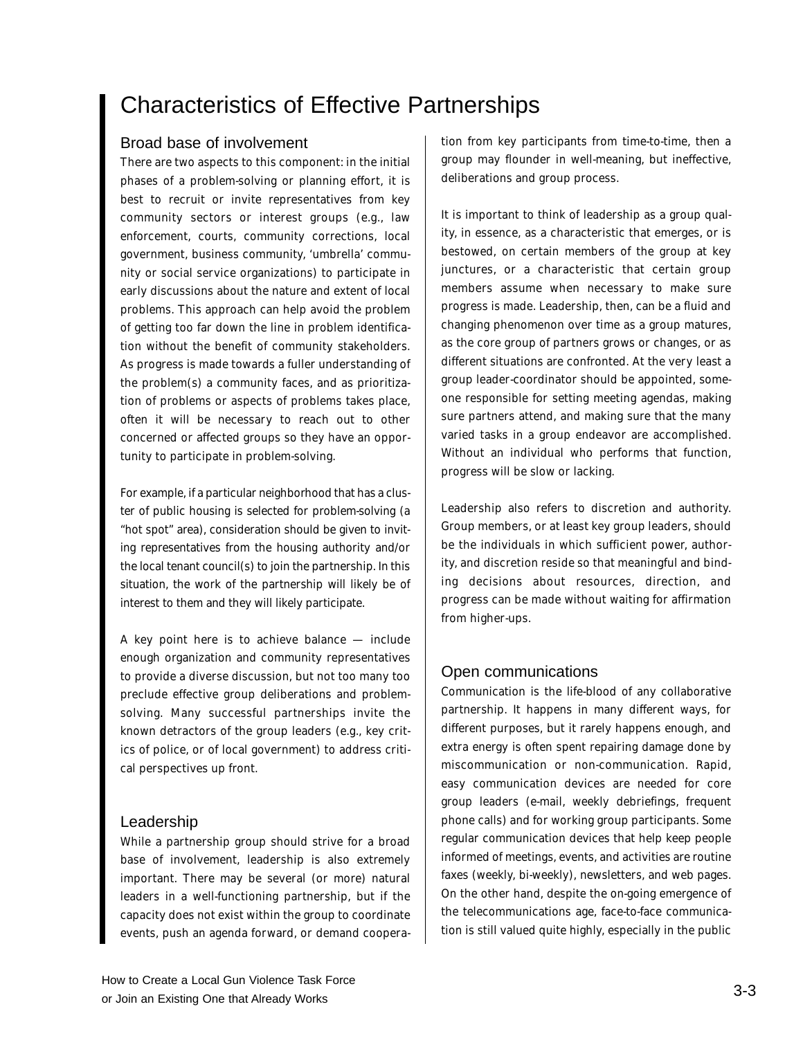# Characteristics of Effective Partnerships

## Broad base of involvement

There are two aspects to this component: in the initial phases of a problem-solving or planning effort, it is best to recruit or invite representatives from key community sectors or interest groups (e.g., law enforcement, courts, community corrections, local government, business community, 'umbrella' community or social service organizations) to participate in early discussions about the nature and extent of local problems. This approach can help avoid the problem of getting too far down the line in problem identification without the benefit of community stakeholders. As progress is made towards a fuller understanding of the problem(s) a community faces, and as prioritization of problems or aspects of problems takes place, often it will be necessary to reach out to other concerned or affected groups so they have an opportunity to participate in problem-solving.

For example, if a particular neighborhood that has a cluster of public housing is selected for problem-solving (a "hot spot" area), consideration should be given to inviting representatives from the housing authority and/or the local tenant council(s) to join the partnership. In this situation, the work of the partnership will likely be of interest to them and they will likely participate.

A key point here is to achieve balance — include enough organization and community representatives to provide a diverse discussion, but not too many too preclude effective group deliberations and problem-solving. Many successful partnerships invite the known detractors of the group leaders (e.g., key critics of police, or of local government) to address critical perspectives up front.

## Leadership

While a partnership group should strive for a broad base of involvement, leadership is also extremely important. There may be several (or more) natural leaders in a well-functioning partnership, but if the capacity does not exist within the group to coordinate events, push an agenda forward, or demand cooperation from key participants from time-to-time, then a group may flounder in well-meaning, but ineffective, deliberations and group process.

It is important to think of leadership as a group quality, in essence, as a characteristic that emerges, or is bestowed, on certain members of the group at key junctures, or a characteristic that certain group members assume when necessary to make sure progress is made. Leadership, then, can be a fluid and changing phenomenon over time as a group matures, as the core group of partners grows or changes, or as different situations are confronted. At the very least a group leader-coordinator should be appointed, someone responsible for setting meeting agendas, making sure partners attend, and making sure that the many varied tasks in a group endeavor are accomplished. Without an individual who performs that function, progress will be slow or lacking.

Leadership also refers to discretion and authority. Group members, or at least key group leaders, should be the individuals in which sufficient power, authority, and discretion reside so that meaningful and binding decisions about resources, direction, and progress can be made without waiting for affirmation from higher-ups.

## Open communications

Communication is the life-blood of any collaborative partnership. It happens in many different ways, for different purposes, but it rarely happens enough, and extra energy is often spent repairing damage done by miscommunication or non-communication. Rapid, easy communication devices are needed for core group leaders (e-mail, weekly debriefings, frequent phone calls) and for working group participants. Some regular communication devices that help keep people informed of meetings, events, and activities are routine faxes (weekly, bi-weekly), newsletters, and web pages. On the other hand, despite the on-going emergence of the telecommunications age, face-to-face communication is still valued quite highly, especially in the public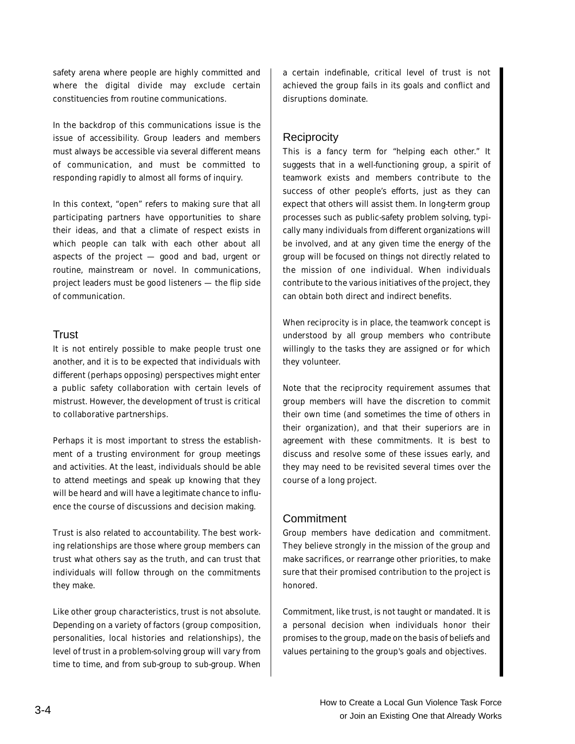safety arena where people are highly committed and where the digital divide may exclude certain constituencies from routine communications.

In the backdrop of this communications issue is the issue of accessibility. Group leaders and members must always be accessible via several different means of communication, and must be committed to responding rapidly to almost all forms of inquiry.

In this context, "open" refers to making sure that all participating partners have opportunities to share their ideas, and that a climate of respect exists in which people can talk with each other about all aspects of the project — good and bad, urgent or routine, mainstream or novel. In communications, project leaders must be good listeners — the flip side of communication.

## Trust

It is not entirely possible to make people trust one another, and it is to be expected that individuals with different (perhaps opposing) perspectives might enter a public safety collaboration with certain levels of mistrust. However, the development of trust is critical to collaborative partnerships.

Perhaps it is most important to stress the establishment of a trusting environment for group meetings and activities. At the least, individuals should be able to attend meetings and speak up knowing that they will be heard and will have a legitimate chance to influence the course of discussions and decision making.

Trust is also related to accountability. The best working relationships are those where group members can trust what others say as the truth, and can trust that individuals will follow through on the commitments they make.

Like other group characteristics, trust is not absolute. Depending on a variety of factors (group composition, personalities, local histories and relationships), the level of trust in a problem-solving group will vary from time to time, and from sub-group to sub-group. When a certain indefinable, critical level of trust is not achieved the group fails in its goals and conflict and disruptions dominate.

## Reciprocity

This is a fancy term for "helping each other." It suggests that in a well-functioning group, a spirit of teamwork exists and members contribute to the success of other people's efforts, just as they can expect that others will assist them. In long-term group processes such as public-safety problem solving, typically many individuals from different organizations will be involved, and at any given time the energy of the group will be focused on things not directly related to the mission of one individual. When individuals contribute to the various initiatives of the project, they can obtain both direct and indirect benefits.

When reciprocity is in place, the teamwork concept is understood by all group members who contribute willingly to the tasks they are assigned or for which they volunteer.

Note that the reciprocity requirement assumes that group members will have the discretion to commit their own time (and sometimes the time of others in their organization), and that their superiors are in agreement with these commitments. It is best to discuss and resolve some of these issues early, and they may need to be revisited several times over the course of a long project.

## Commitment

Group members have dedication and commitment. They believe strongly in the mission of the group and make sacrifices, or rearrange other priorities, to make sure that their promised contribution to the project is honored.

Commitment, like trust, is not taught or mandated. It is a personal decision when individuals honor their promises to the group, made on the basis of beliefs and values pertaining to the group's goals and objectives.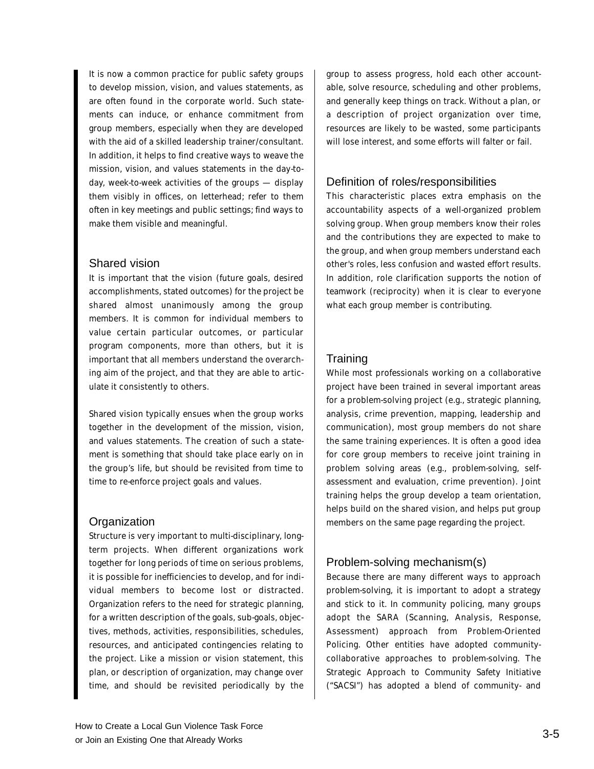It is now a common practice for public safety groups to develop mission, vision, and values statements, as are often found in the corporate world. Such statements can induce, or enhance commitment from group members, especially when they are developed with the aid of a skilled leadership trainer/consultant. In addition, it helps to find creative ways to weave the mission, vision, and values statements in the day-to-day, week-to-week activities of the groups — display them visibly in offices, on letterhead; refer to them often in key meetings and public settings; find ways to make them visible and meaningful.

### Shared vision

It is important that the vision (future goals, desired accomplishments, stated outcomes) for the project be shared almost unanimously among the group members. It is common for individual members to value certain particular outcomes, or particular program components, more than others, but it is important that all members understand the overarching aim of the project, and that they are able to articulate it consistently to others.

Shared vision typically ensues when the group works together in the development of the mission, vision, and values statements. The creation of such a statement is something that should take place early on in the group's life, but should be revisited from time to time to re-enforce project goals and values.

### Organization

Structure is very important to multi-disciplinary, long-term projects. When different organizations work together for long periods of time on serious problems, it is possible for inefficiencies to develop, and for individual members to become lost or distracted. Organization refers to the need for strategic planning, for a written description of the goals, sub-goals, objectives, methods, activities, responsibilities, schedules, resources, and anticipated contingencies relating to the project. Like a mission or vision statement, this plan, or description of organization, may change over time, and should be revisited periodically by the group to assess progress, hold each other accountable, solve resource, scheduling and other problems, and generally keep things on track. Without a plan, or a description of project organization over time, resources are likely to be wasted, some participants will lose interest, and some efforts will falter or fail.

### Definition of roles/responsibilities

This characteristic places extra emphasis on the accountability aspects of a well-organized problem solving group. When group members know their roles and the contributions they are expected to make to the group, and when group members understand each other's roles, less confusion and wasted effort results. In addition, role clarification supports the notion of teamwork (reciprocity) when it is clear to everyone what each group member is contributing.

### Training

While most professionals working on a collaborative project have been trained in several important areas for a problem-solving project (e.g., strategic planning, analysis, crime prevention, mapping, leadership and communication), most group members do not share the same training experiences. It is often a good idea for core group members to receive joint training in problem solving areas (e.g., problem-solving, self-assessment and evaluation, crime prevention). Joint training helps the group develop a team orientation, helps build on the shared vision, and helps put group members on the same page regarding the project.

### Problem-solving mechanism(s)

Because there are many different ways to approach problem-solving, it is important to adopt a strategy and stick to it. In community policing, many groups adopt the SARA (Scanning, Analysis, Response, Assessment) approach from Problem-Oriented Policing. Other entities have adopted community-collaborative approaches to problem-solving. The Strategic Approach to Community Safety Initiative ("SACSI") has adopted a blend of community- and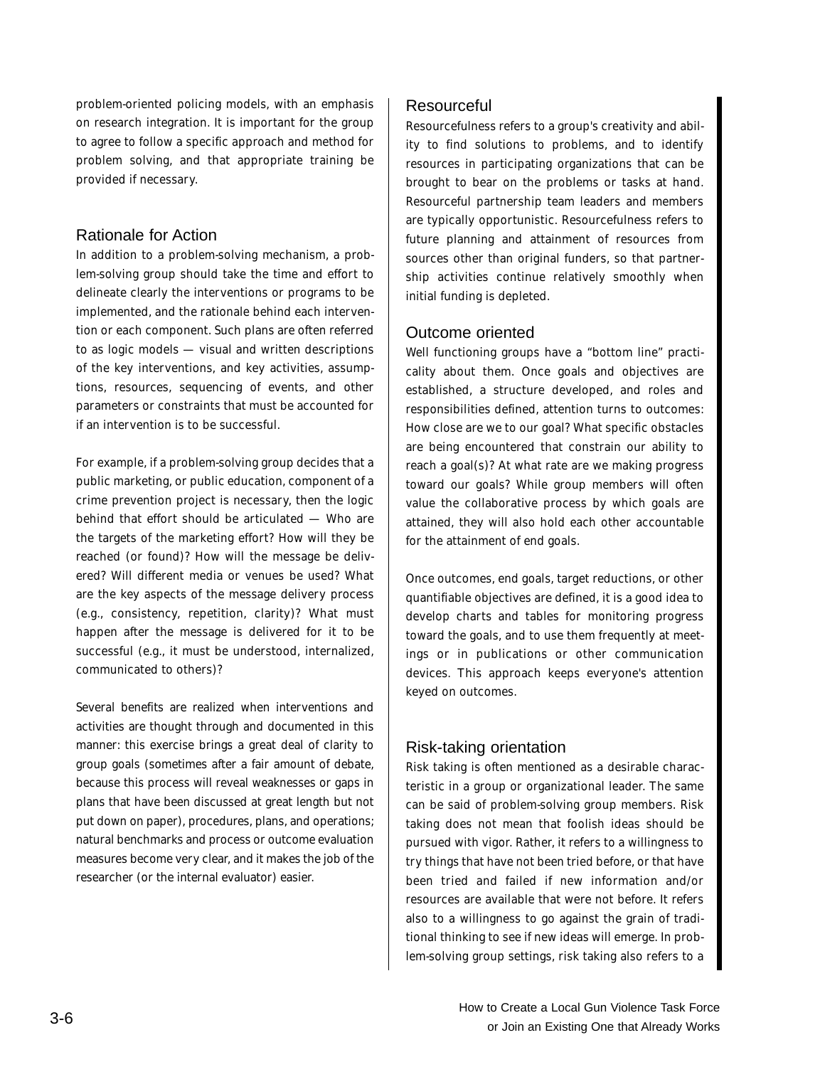problem-oriented policing models, with an emphasis on research integration. It is important for the group to agree to follow a specific approach and method for problem solving, and that appropriate training be provided if necessary.

## Rationale for Action

In addition to a problem-solving mechanism, a problem-solving group should take the time and effort to delineate clearly the interventions or programs to be implemented, and the rationale behind each intervention or each component. Such plans are often referred to as logic models — visual and written descriptions of the key interventions, and key activities, assumptions, resources, sequencing of events, and other parameters or constraints that must be accounted for if an intervention is to be successful.

For example, if a problem-solving group decides that a public marketing, or public education, component of a crime prevention project is necessary, then the logic behind that effort should be articulated — Who are the targets of the marketing effort? How will they be reached (or found)? How will the message be delivered? Will different media or venues be used? What are the key aspects of the message delivery process (e.g., consistency, repetition, clarity)? What must happen after the message is delivered for it to be successful (e.g., it must be understood, internalized, communicated to others)?

Several benefits are realized when interventions and activities are thought through and documented in this manner: this exercise brings a great deal of clarity to group goals (sometimes after a fair amount of debate, because this process will reveal weaknesses or gaps in plans that have been discussed at great length but not put down on paper), procedures, plans, and operations; natural benchmarks and process or outcome evaluation measures become very clear, and it makes the job of the researcher (or the internal evaluator) easier.

## Resourceful

Resourcefulness refers to a group's creativity and ability to find solutions to problems, and to identify resources in participating organizations that can be brought to bear on the problems or tasks at hand. Resourceful partnership team leaders and members are typically opportunistic. Resourcefulness refers to future planning and attainment of resources from sources other than original funders, so that partnership activities continue relatively smoothly when initial funding is depleted.

## Outcome oriented

Well functioning groups have a "bottom line" practicality about them. Once goals and objectives are established, a structure developed, and roles and responsibilities defined, attention turns to outcomes: How close are we to our goal? What specific obstacles are being encountered that constrain our ability to reach a goal(s)? At what rate are we making progress toward our goals? While group members will often value the collaborative process by which goals are attained, they will also hold each other accountable for the attainment of end goals.

Once outcomes, end goals, target reductions, or other quantifiable objectives are defined, it is a good idea to develop charts and tables for monitoring progress toward the goals, and to use them frequently at meetings or in publications or other communication devices. This approach keeps everyone's attention keyed on outcomes.

## Risk-taking orientation

Risk taking is often mentioned as a desirable characteristic in a group or organizational leader. The same can be said of problem-solving group members. Risk taking does not mean that foolish ideas should be pursued with vigor. Rather, it refers to a willingness to try things that have not been tried before, or that have been tried and failed if new information and/or resources are available that were not before. It refers also to a willingness to go against the grain of traditional thinking to see if new ideas will emerge. In problem-solving group settings, risk taking also refers to a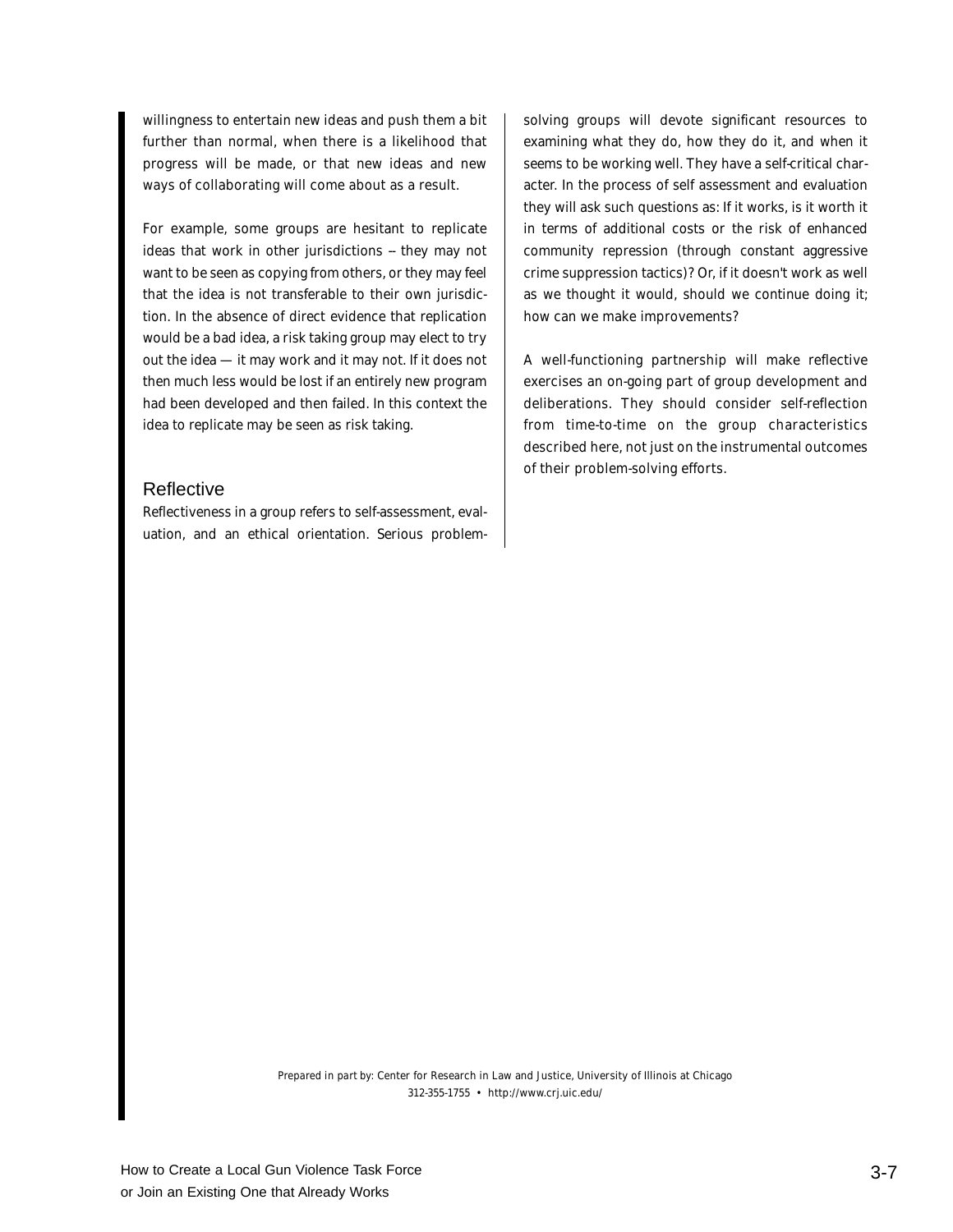willingness to entertain new ideas and push them a bit further than normal, when there is a likelihood that progress will be made, or that new ideas and new ways of collaborating will come about as a result.

For example, some groups are hesitant to replicate ideas that work in other jurisdictions – they may not want to be seen as copying from others, or they may feel that the idea is not transferable to their own jurisdiction. In the absence of direct evidence that replication would be a bad idea, a risk taking group may elect to try out the idea — it may work and it may not. If it does not then much less would be lost if an entirely new program had been developed and then failed. In this context the idea to replicate may be seen as risk taking.

## Reflective

Reflectiveness in a group refers to self-assessment, evaluation, and an ethical orientation. Serious problem-solving groups will devote significant resources to examining what they do, how they do it, and when it seems to be working well. They have a self-critical character. In the process of self assessment and evaluation they will ask such questions as: If it works, is it worth it in terms of additional costs or the risk of enhanced community repression (through constant aggressive crime suppression tactics)? Or, if it doesn't work as well as we thought it would, should we continue doing it; how can we make improvements?

A well-functioning partnership will make reflective exercises an on-going part of group development and deliberations. They should consider self-reflection from time-to-time on the group characteristics described here, not just on the instrumental outcomes of their problem-solving efforts.

Prepared in part by: Center for Research in Law and Justice, University of Illinois at Chicago
312-355-1755 • http://www.crj.uic.edu/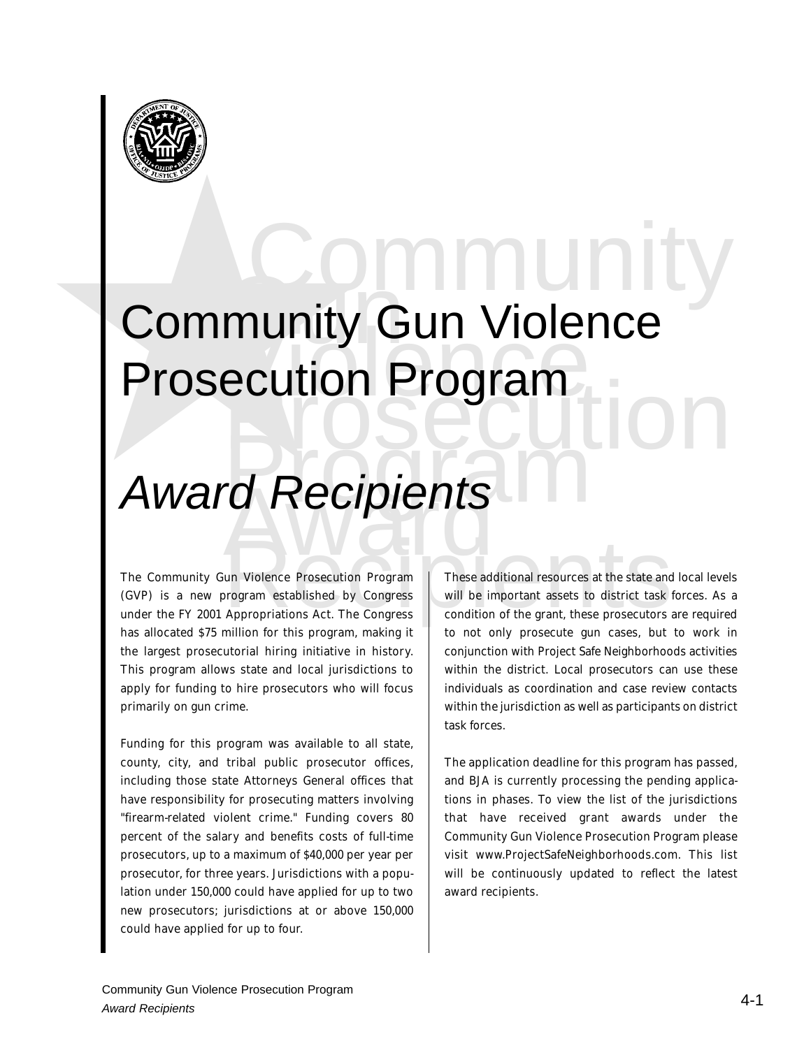# Community Gun Violence Prosecution Program

## *Award Recipients*

The Community Gun Violence Prosecution Program (GVP) is a new program established by Congress under the FY 2001 Appropriations Act. The Congress has allocated $75 million for this program, making it the largest prosecutorial hiring initiative in history. This program allows state and local jurisdictions to apply for funding to hire prosecutors who will focus primarily on gun crime.

Funding for this program was available to all state, county, city, and tribal public prosecutor offices, including those state Attorneys General offices that have responsibility for prosecuting matters involving "firearm-related violent crime." Funding covers 80 percent of the salary and benefits costs of full-time prosecutors, up to a maximum of $40,000 per year per prosecutor, for three years. Jurisdictions with a population under 150,000 could have applied for up to two new prosecutors; jurisdictions at or above 150,000 could have applied for up to four.

These additional resources at the state and local levels will be important assets to district task forces. As a condition of the grant, these prosecutors are required to not only prosecute gun cases, but to work in conjunction with Project Safe Neighborhoods activities within the district. Local prosecutors can use these individuals as coordination and case review contacts within the jurisdiction as well as participants on district task forces.

The application deadline for this program has passed, and BJA is currently processing the pending applications in phases. To view the list of the jurisdictions that have received grant awards under the Community Gun Violence Prosecution Program please visit www.ProjectSafeNeighborhoods.com. This list will be continuously updated to reflect the latest award recipients.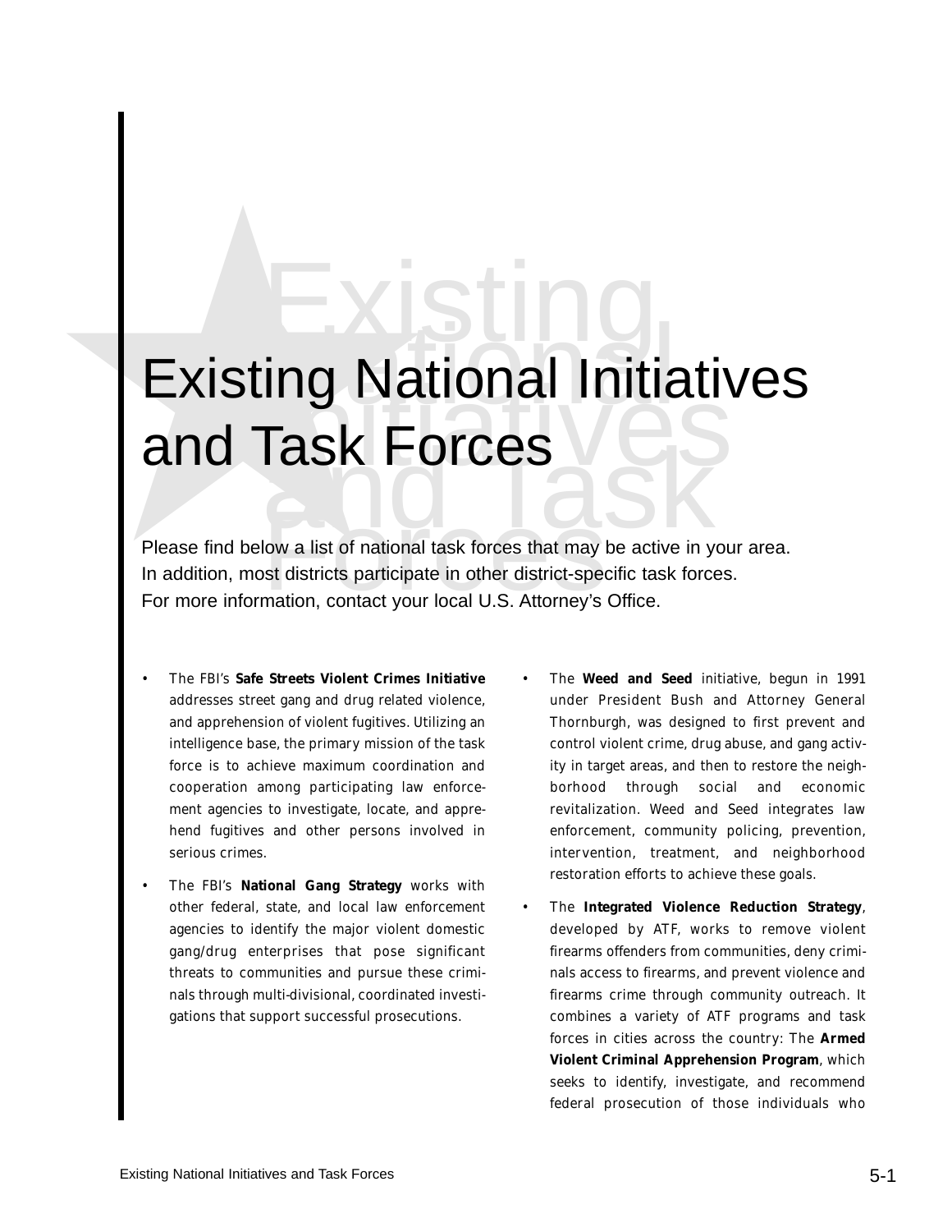# Existing National Initiatives and Task Forces

Please find below a list of national task forces that may be active in your area. In addition, most districts participate in other district-specific task forces. For more information, contact your local U.S. Attorney's Office.

- The FBI's **Safe Streets Violent Crimes Initiative** addresses street gang and drug related violence, and apprehension of violent fugitives. Utilizing an intelligence base, the primary mission of the task force is to achieve maximum coordination and cooperation among participating law enforcement agencies to investigate, locate, and apprehend fugitives and other persons involved in serious crimes.
- The FBI's **National Gang Strategy** works with other federal, state, and local law enforcement agencies to identify the major violent domestic gang/drug enterprises that pose significant threats to communities and pursue these criminals through multi-divisional, coordinated investigations that support successful prosecutions.
- The **Weed and Seed** initiative, begun in 1991 under President Bush and Attorney General Thornburgh, was designed to first prevent and control violent crime, drug abuse, and gang activity in target areas, and then to restore the neighborhood through social and economic revitalization. Weed and Seed integrates law enforcement, community policing, prevention, intervention, treatment, and neighborhood restoration efforts to achieve these goals.
- The **Integrated Violence Reduction Strategy**, developed by ATF, works to remove violent firearms offenders from communities, deny criminals access to firearms, and prevent violence and firearms crime through community outreach. It combines a variety of ATF programs and task forces in cities across the country: The **Armed Violent Criminal Apprehension Program**, which seeks to identify, investigate, and recommend federal prosecution of those individuals who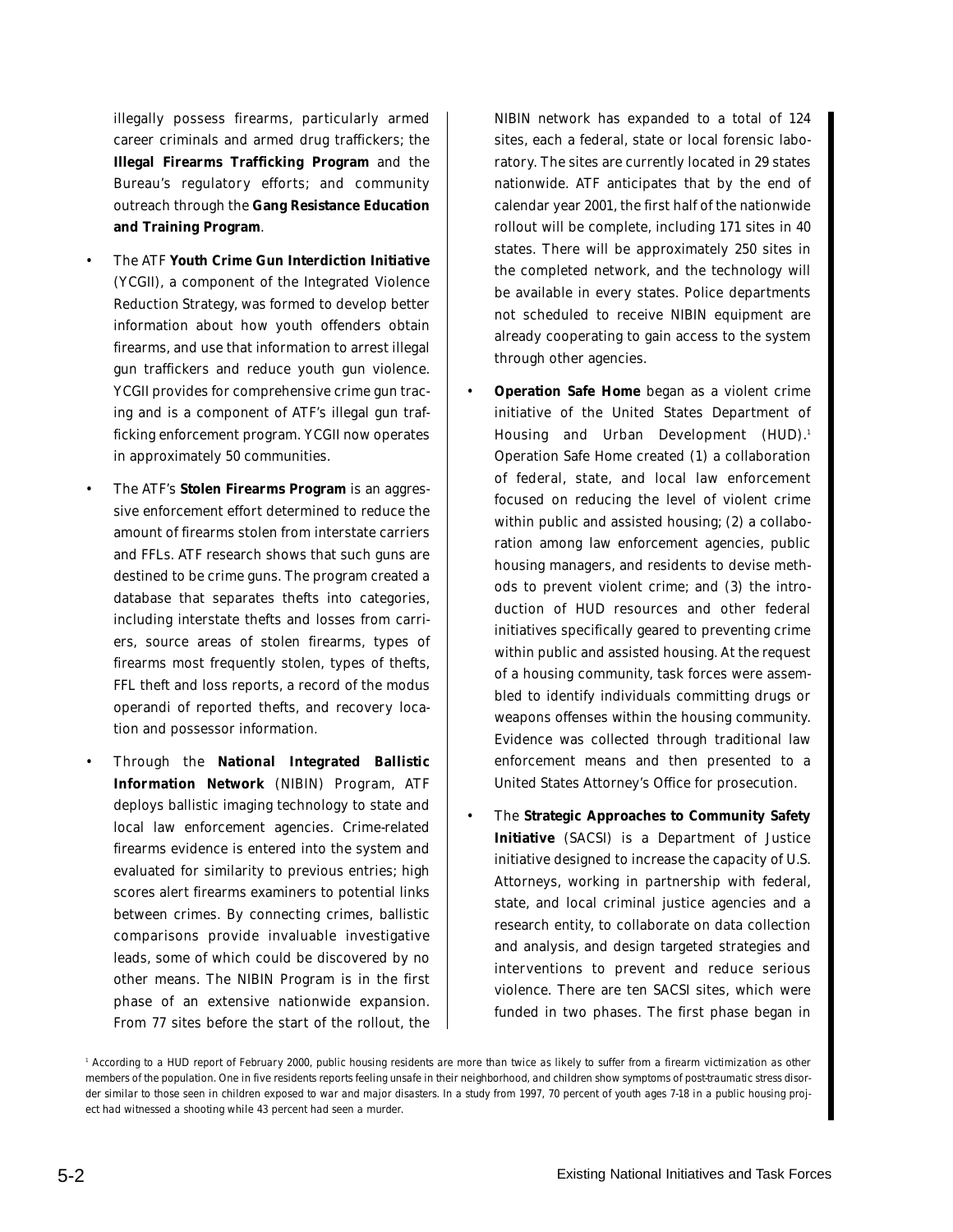illegally possess firearms, particularly armed career criminals and armed drug traffickers; the **Illegal Firearms Trafficking Program** and the Bureau's regulatory efforts; and community outreach through the **Gang Resistance Education and Training Program**.

- The ATF **Youth Crime Gun Interdiction Initiative** (YCGII), a component of the Integrated Violence Reduction Strategy, was formed to develop better information about how youth offenders obtain firearms, and use that information to arrest illegal gun traffickers and reduce youth gun violence. YCGII provides for comprehensive crime gun tracing and is a component of ATF's illegal gun trafficking enforcement program. YCGII now operates in approximately 50 communities.

- The ATF's **Stolen Firearms Program** is an aggressive enforcement effort determined to reduce the amount of firearms stolen from interstate carriers and FFLs. ATF research shows that such guns are destined to be crime guns. The program created a database that separates thefts into categories, including interstate thefts and losses from carriers, source areas of stolen firearms, types of firearms most frequently stolen, types of thefts, FFL theft and loss reports, a record of the modus operandi of reported thefts, and recovery location and possessor information.

- Through the **National Integrated Ballistic Information Network** (NIBIN) Program, ATF deploys ballistic imaging technology to state and local law enforcement agencies. Crime-related firearms evidence is entered into the system and evaluated for similarity to previous entries; high scores alert firearms examiners to potential links between crimes. By connecting crimes, ballistic comparisons provide invaluable investigative leads, some of which could be discovered by no other means. The NIBIN Program is in the first phase of an extensive nationwide expansion. From 77 sites before the start of the rollout, the NIBIN network has expanded to a total of 124 sites, each a federal, state or local forensic laboratory. The sites are currently located in 29 states nationwide. ATF anticipates that by the end of calendar year 2001, the first half of the nationwide rollout will be complete, including 171 sites in 40 states. There will be approximately 250 sites in the completed network, and the technology will be available in every states. Police departments not scheduled to receive NIBIN equipment are already cooperating to gain access to the system through other agencies.

- **Operation Safe Home** began as a violent crime initiative of the United States Department of Housing and Urban Development (HUD).[1] Operation Safe Home created (1) a collaboration of federal, state, and local law enforcement focused on reducing the level of violent crime within public and assisted housing; (2) a collaboration among law enforcement agencies, public housing managers, and residents to devise methods to prevent violent crime; and (3) the introduction of HUD resources and other federal initiatives specifically geared to preventing crime within public and assisted housing. At the request of a housing community, task forces were assembled to identify individuals committing drugs or weapons offenses within the housing community. Evidence was collected through traditional law enforcement means and then presented to a United States Attorney's Office for prosecution.

- The **Strategic Approaches to Community Safety Initiative** (SACSI) is a Department of Justice initiative designed to increase the capacity of U.S. Attorneys, working in partnership with federal, state, and local criminal justice agencies and a research entity, to collaborate on data collection and analysis, and design targeted strategies and interventions to prevent and reduce serious violence. There are ten SACSI sites, which were funded in two phases. The first phase began in

[1] According to a HUD report of February 2000, public housing residents are more than twice as likely to suffer from a firearm victimization as other members of the population. One in five residents reports feeling unsafe in their neighborhood, and children show symptoms of post-traumatic stress disorder similar to those seen in children exposed to war and major disasters. In a study from 1997, 70 percent of youth ages 7-18 in a public housing project had witnessed a shooting while 43 percent had seen a murder.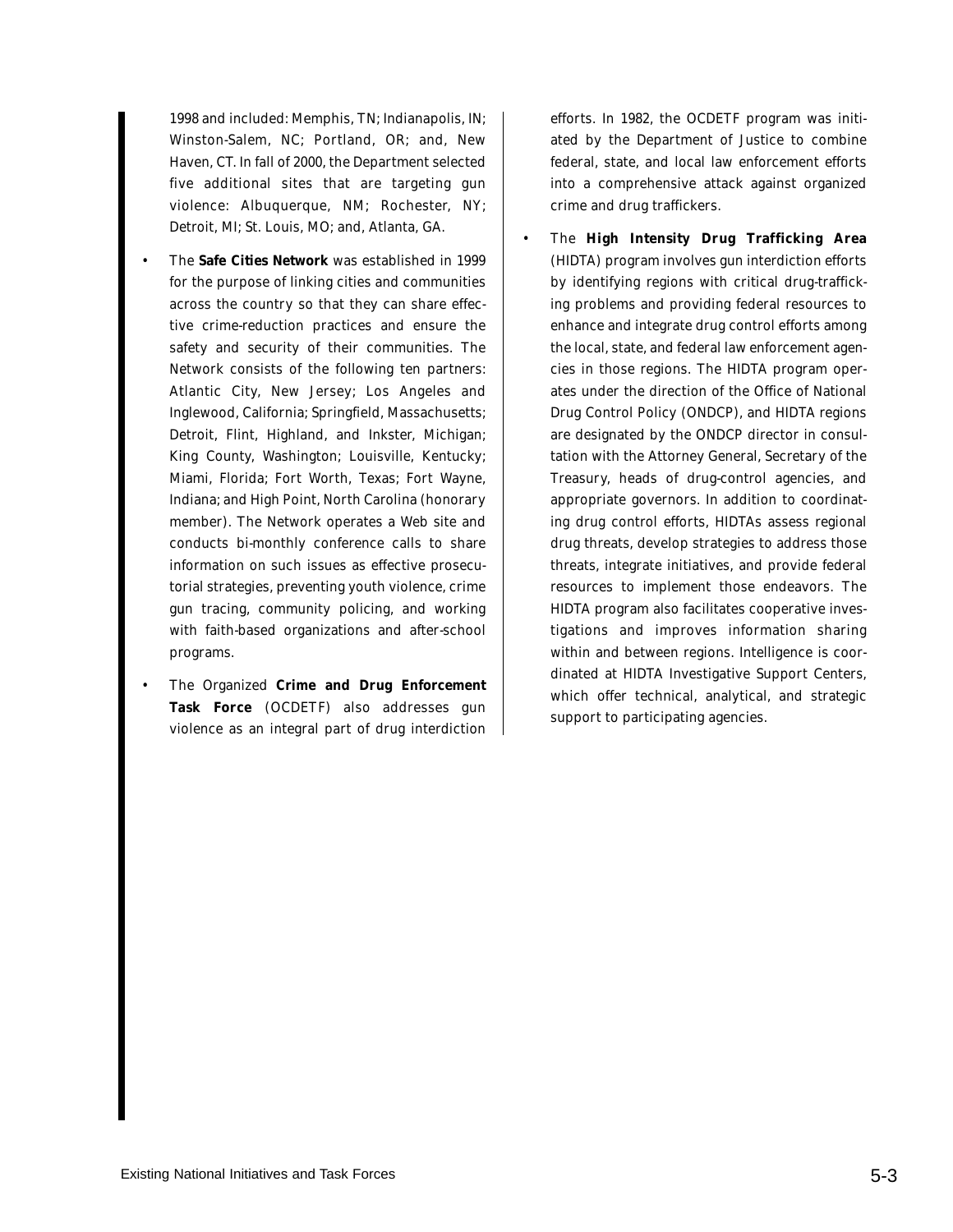1998 and included: Memphis, TN; Indianapolis, IN; Winston-Salem, NC; Portland, OR; and, New Haven, CT. In fall of 2000, the Department selected five additional sites that are targeting gun violence: Albuquerque, NM; Rochester, NY; Detroit, MI; St. Louis, MO; and, Atlanta, GA.

- The **Safe Cities Network** was established in 1999 for the purpose of linking cities and communities across the country so that they can share effective crime-reduction practices and ensure the safety and security of their communities. The Network consists of the following ten partners: Atlantic City, New Jersey; Los Angeles and Inglewood, California; Springfield, Massachusetts; Detroit, Flint, Highland, and Inkster, Michigan; King County, Washington; Louisville, Kentucky; Miami, Florida; Fort Worth, Texas; Fort Wayne, Indiana; and High Point, North Carolina (honorary member). The Network operates a Web site and conducts bi-monthly conference calls to share information on such issues as effective prosecutorial strategies, preventing youth violence, crime gun tracing, community policing, and working with faith-based organizations and after-school programs.

- The Organized **Crime and Drug Enforcement Task Force** (OCDETF) also addresses gun violence as an integral part of drug interdiction efforts. In 1982, the OCDETF program was initiated by the Department of Justice to combine federal, state, and local law enforcement efforts into a comprehensive attack against organized crime and drug traffickers.

- The **High Intensity Drug Trafficking Area** (HIDTA) program involves gun interdiction efforts by identifying regions with critical drug-trafficking problems and providing federal resources to enhance and integrate drug control efforts among the local, state, and federal law enforcement agencies in those regions. The HIDTA program operates under the direction of the Office of National Drug Control Policy (ONDCP), and HIDTA regions are designated by the ONDCP director in consultation with the Attorney General, Secretary of the Treasury, heads of drug-control agencies, and appropriate governors. In addition to coordinating drug control efforts, HIDTAs assess regional drug threats, develop strategies to address those threats, integrate initiatives, and provide federal resources to implement those endeavors. The HIDTA program also facilitates cooperative investigations and improves information sharing within and between regions. Intelligence is coordinated at HIDTA Investigative Support Centers, which offer technical, analytical, and strategic support to participating agencies.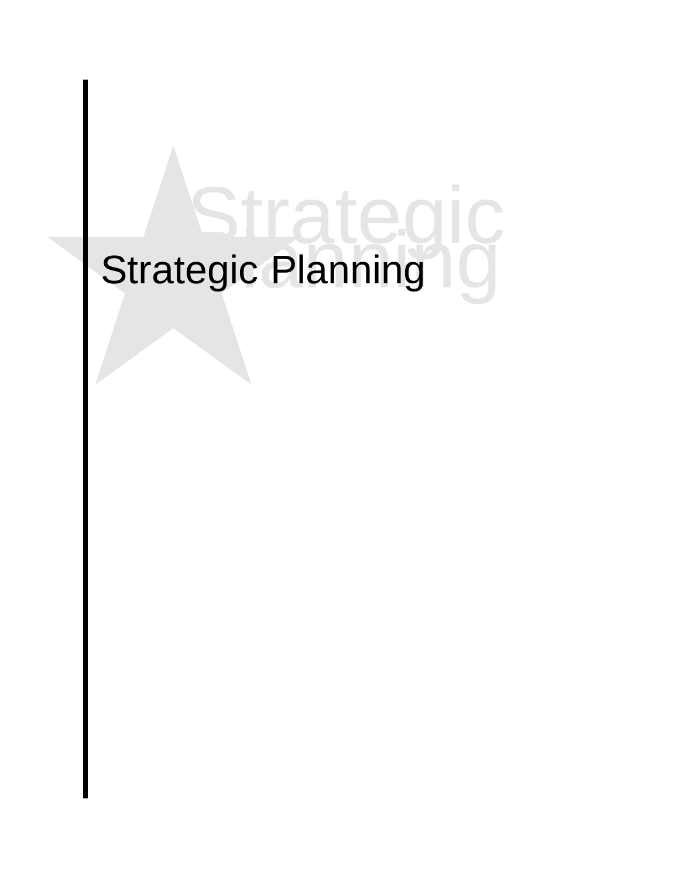# Strategic Planning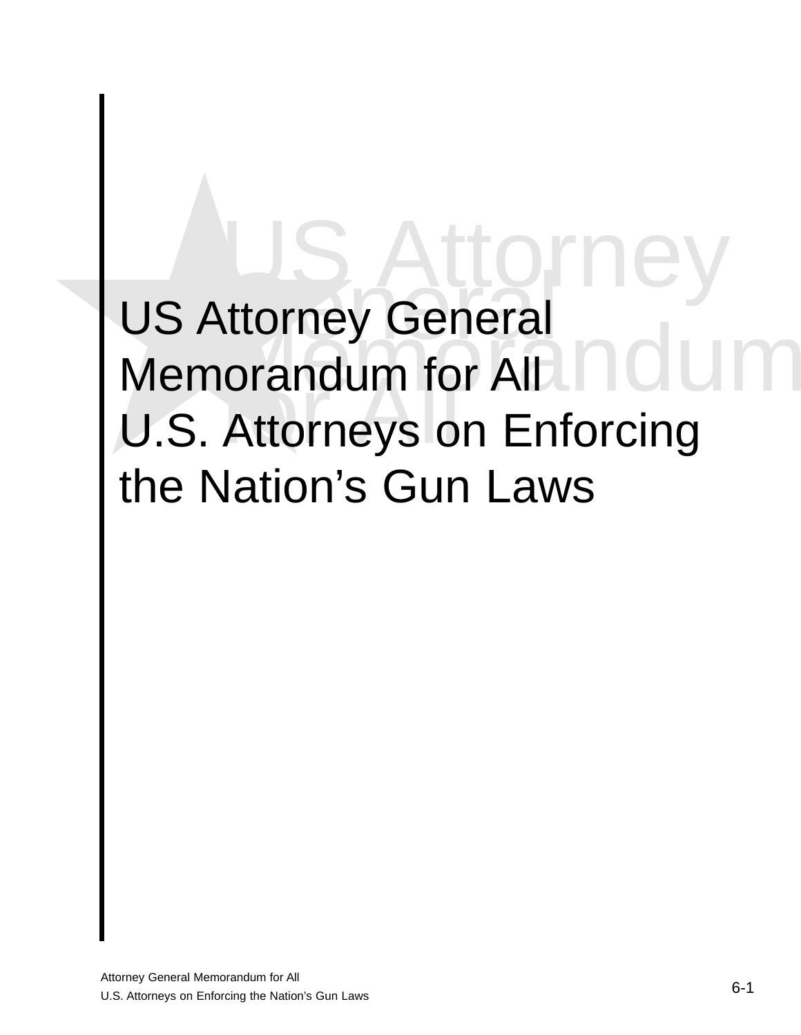# US Attorney General Memorandum for All U.S. Attorneys on Enforcing the Nation's Gun Laws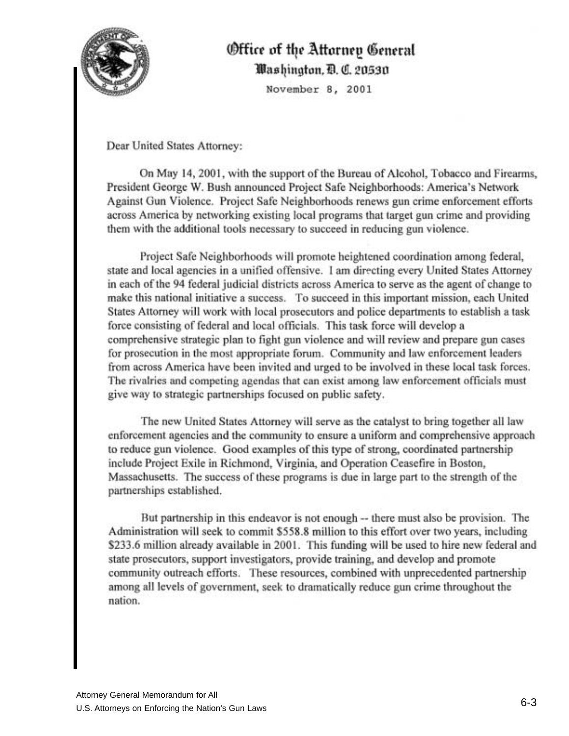# Office of the Attorney General

Washington, D.C. 20530

November 8, 2001

Dear United States Attorney:

On May 14, 2001, with the support of the Bureau of Alcohol, Tobacco and Firearms, President George W. Bush announced Project Safe Neighborhoods: America's Network Against Gun Violence. Project Safe Neighborhoods renews gun crime enforcement efforts across America by networking existing local programs that target gun crime and providing them with the additional tools necessary to succeed in reducing gun violence.

Project Safe Neighborhoods will promote heightened coordination among federal, state and local agencies in a unified offensive. I am directing every United States Attorney in each of the 94 federal judicial districts across America to serve as the agent of change to make this national initiative a success. To succeed in this important mission, each United States Attorney will work with local prosecutors and police departments to establish a task force consisting of federal and local officials. This task force will develop a comprehensive strategic plan to fight gun violence and will review and prepare gun cases for prosecution in the most appropriate forum. Community and law enforcement leaders from across America have been invited and urged to be involved in these local task forces. The rivalries and competing agendas that can exist among law enforcement officials must give way to strategic partnerships focused on public safety.

The new United States Attorney will serve as the catalyst to bring together all law enforcement agencies and the community to ensure a uniform and comprehensive approach to reduce gun violence. Good examples of this type of strong, coordinated partnership include Project Exile in Richmond, Virginia, and Operation Ceasefire in Boston, Massachusetts. The success of these programs is due in large part to the strength of the partnerships established.

But partnership in this endeavor is not enough -- there must also be provision. The Administration will seek to commit $558.8 million to this effort over two years, including $233.6 million already available in 2001. This funding will be used to hire new federal and state prosecutors, support investigators, provide training, and develop and promote community outreach efforts. These resources, combined with unprecedented partnership among all levels of government, seek to dramatically reduce gun crime throughout the nation.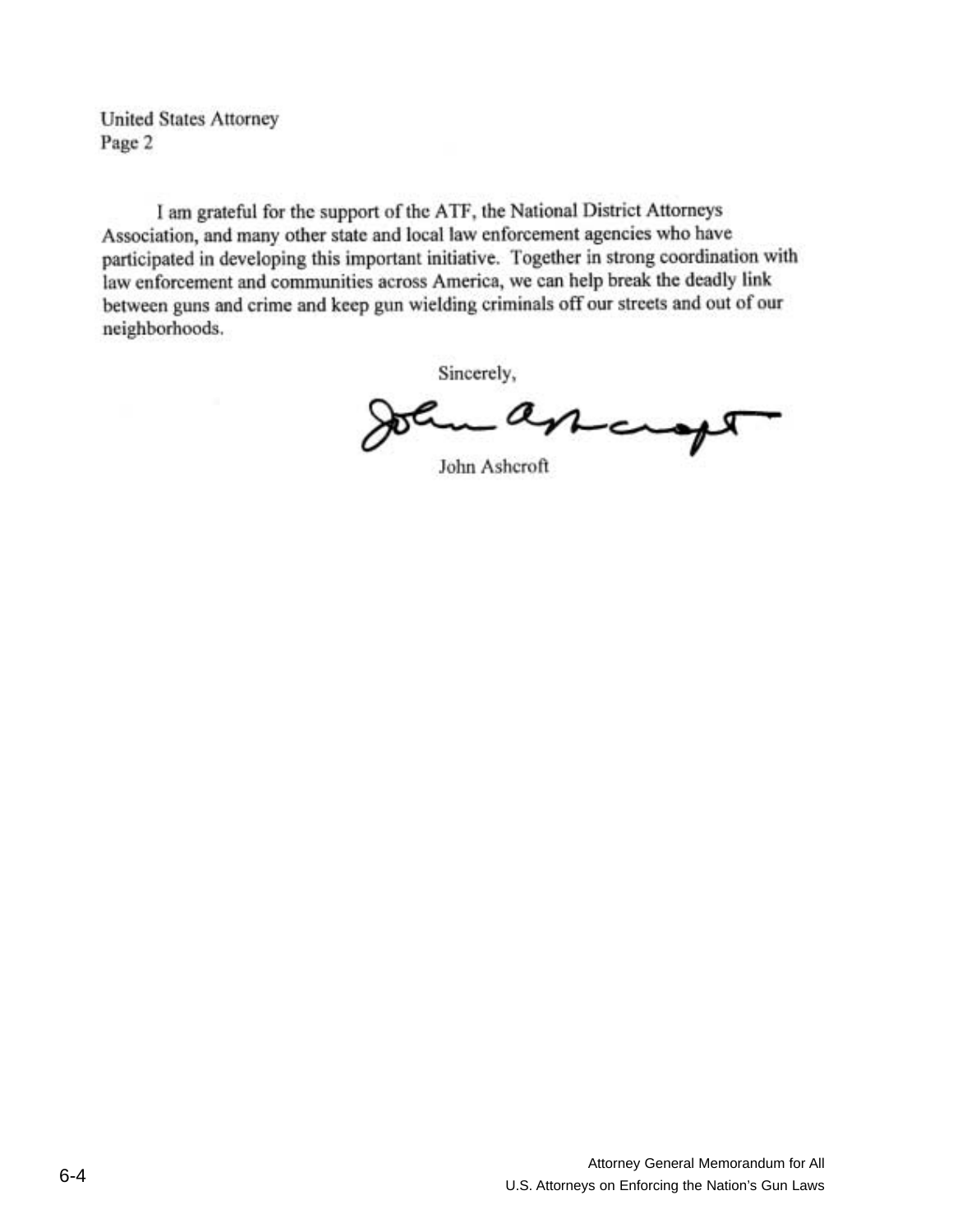United States Attorney
Page 2

I am grateful for the support of the ATF, the National District Attorneys Association, and many other state and local law enforcement agencies who have participated in developing this important initiative. Together in strong coordination with law enforcement and communities across America, we can help break the deadly link between guns and crime and keep gun wielding criminals off our streets and out of our neighborhoods.

Sincerely,

John Ashcroft